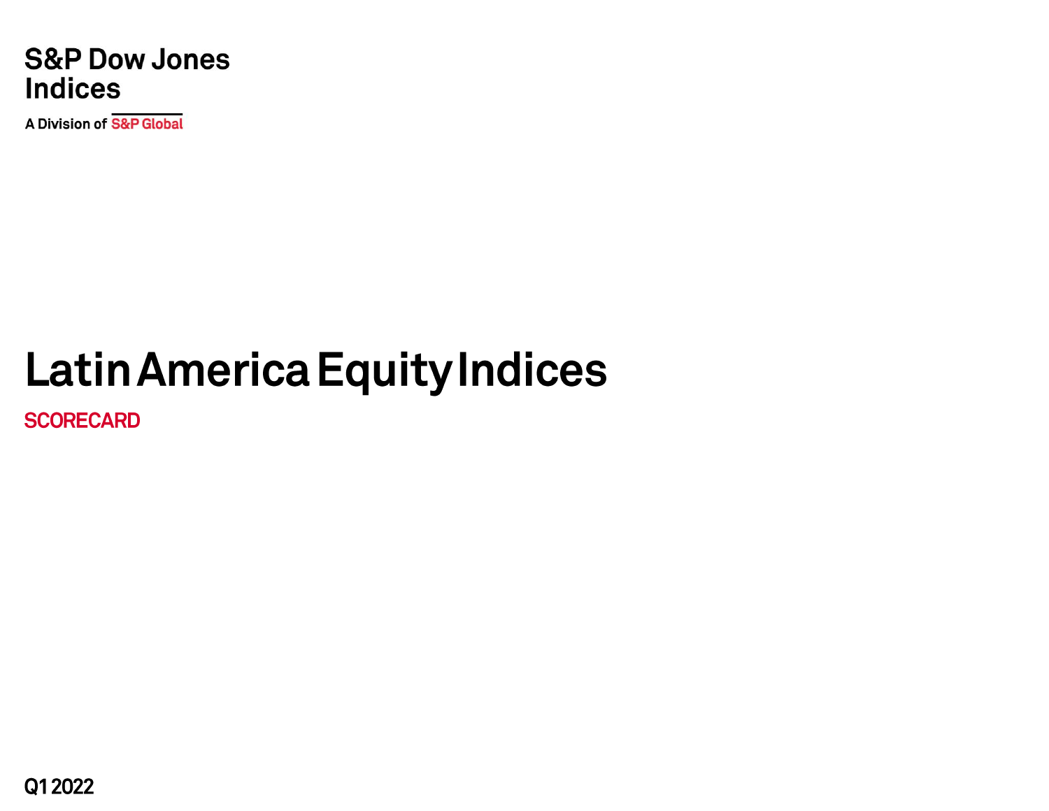S&P Dow Jones Indices

A Division of S&P Global

# Latin America Equity Indices

## SCORECARD

Q1 2022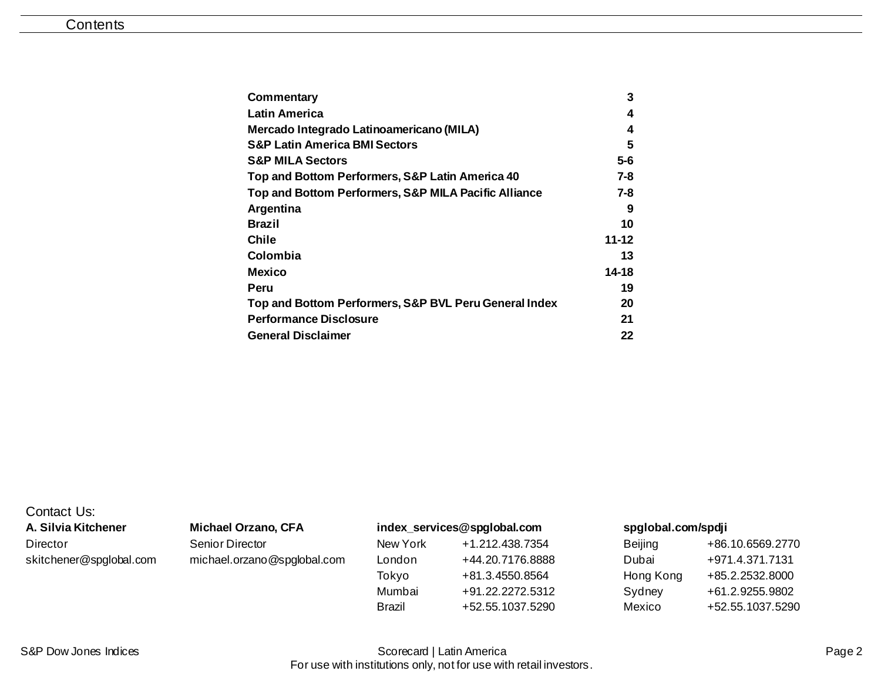# Contents

| | |
|---|---|
| **Commentary** | **3** |
| **Latin America** | **4** |
| **Mercado Integrado Latinoamericano (MILA)** | **4** |
| **S&P Latin America BMI Sectors** | **5** |
| **S&P MILA Sectors** | **5-6** |
| **Top and Bottom Performers, S&P Latin America 40** | **7-8** |
| **Top and Bottom Performers, S&P MILA Pacific Alliance** | **7-8** |
| **Argentina** | **9** |
| **Brazil** | **10** |
| **Chile** | **11-12** |
| **Colombia** | **13** |
| **Mexico** | **14-18** |
| **Peru** | **19** |
| **Top and Bottom Performers, S&P BVL Peru General Index** | **20** |
| **Performance Disclosure** | **21** |
| **General Disclaimer** | **22** |

Contact Us:

**A. Silvia Kitchener**
Director
skitchener@spglobal.com

**Michael Orzano, CFA**
Senior Director
michael.orzano@spglobal.com

**index_services@spglobal.com**

| | |
|---|---|
| New York | +1.212.438.7354 |
| London | +44.20.7176.8888 |
| Tokyo | +81.3.4550.8564 |
| Mumbai | +91.22.2272.5312 |
| Brazil | +52.55.1037.5290 |

**spglobal.com/spdji**

| | |
|---|---|
| Beijing | +86.10.6569.2770 |
| Dubai | +971.4.371.7131 |
| Hong Kong | +85.2.2532.8000 |
| Sydney | +61.2.9255.9802 |
| Mexico | +52.55.1037.5290 |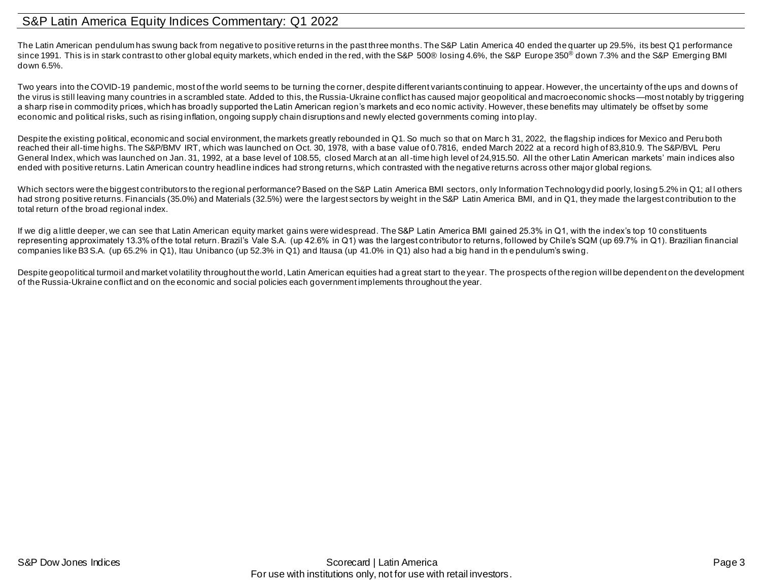## S&P Latin America Equity Indices Commentary: Q1 2022

The Latin American pendulum has swung back from negative to positive returns in the past three months. The S&P Latin America 40 ended the quarter up 29.5%, its best Q1 performance since 1991. This is in stark contrast to other global equity markets, which ended in the red, with the S&P 500® losing 4.6%, the S&P Europe 350® down 7.3% and the S&P Emerging BMI down 6.5%.

Two years into the COVID-19 pandemic, most of the world seems to be turning the corner, despite different variants continuing to appear. However, the uncertainty of the ups and downs of the virus is still leaving many countries in a scrambled state. Added to this, the Russia-Ukraine conflict has caused major geopolitical and macroeconomic shocks—most notably by triggering a sharp rise in commodity prices, which has broadly supported the Latin American region's markets and economic activity. However, these benefits may ultimately be offset by some economic and political risks, such as rising inflation, ongoing supply chain disruptions and newly elected governments coming into play.

Despite the existing political, economic and social environment, the markets greatly rebounded in Q1. So much so that on March 31, 2022, the flagship indices for Mexico and Peru both reached their all-time highs. The S&P/BMV IRT, which was launched on Oct. 30, 1978, with a base value of 0.7816, ended March 2022 at a record high of 83,810.9. The S&P/BVL Peru General Index, which was launched on Jan. 31, 1992, at a base level of 108.55, closed March at an all-time high level of 24,915.50. All the other Latin American markets' main indices also ended with positive returns. Latin American country headline indices had strong returns, which contrasted with the negative returns across other major global regions.

Which sectors were the biggest contributors to the regional performance? Based on the S&P Latin America BMI sectors, only Information Technology did poorly, losing 5.2% in Q1; all others had strong positive returns. Financials (35.0%) and Materials (32.5%) were the largest sectors by weight in the S&P Latin America BMI, and in Q1, they made the largest contribution to the total return of the broad regional index.

If we dig a little deeper, we can see that Latin American equity market gains were widespread. The S&P Latin America BMI gained 25.3% in Q1, with the index's top 10 constituents representing approximately 13.3% of the total return. Brazil's Vale S.A. (up 42.6% in Q1) was the largest contributor to returns, followed by Chile's SQM (up 69.7% in Q1). Brazilian financial companies like B3 S.A. (up 65.2% in Q1), Itau Unibanco (up 52.3% in Q1) and Itausa (up 41.0% in Q1) also had a big hand in the pendulum's swing.

Despite geopolitical turmoil and market volatility throughout the world, Latin American equities had a great start to the year. The prospects of the region will be dependent on the development of the Russia-Ukraine conflict and on the economic and social policies each government implements throughout the year.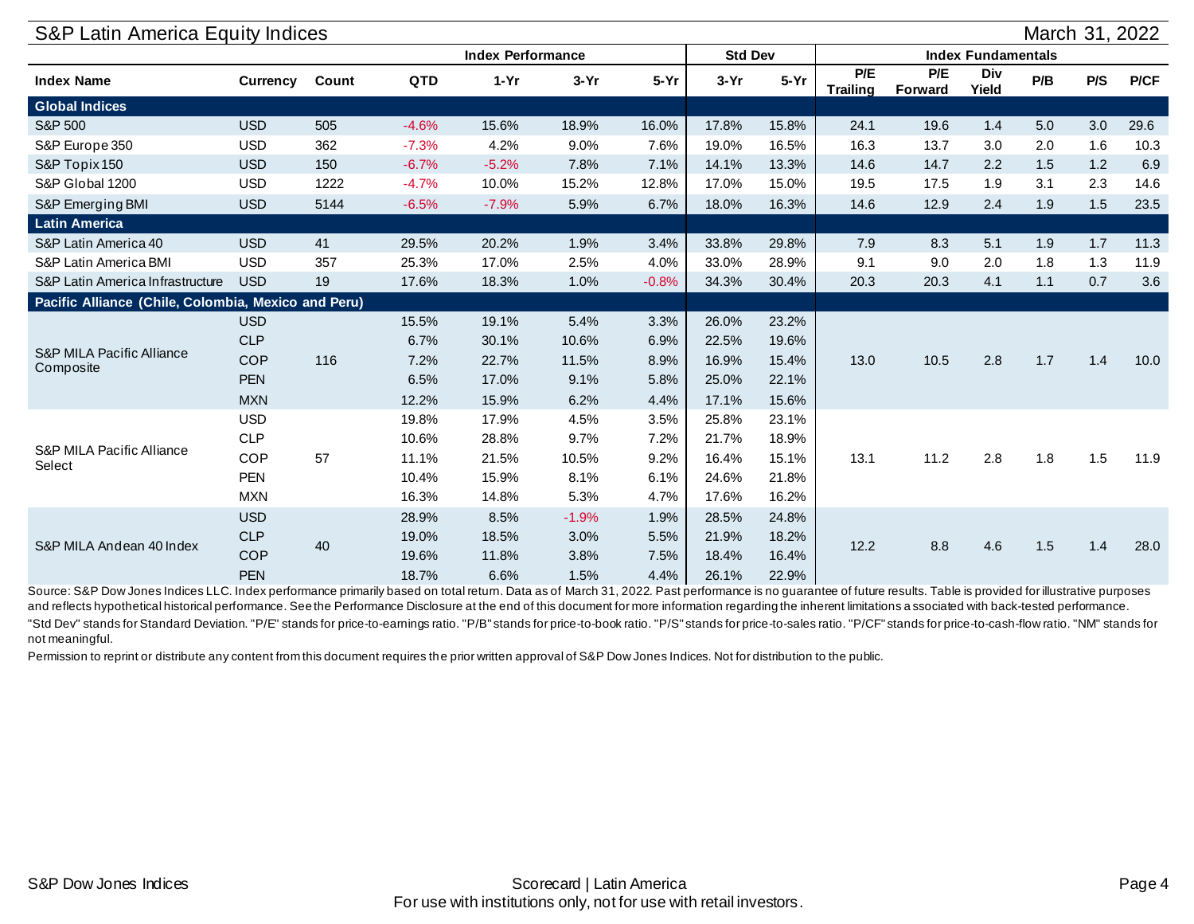## S&P Latin America Equity Indices

March 31, 2022

| | | | Index Performance | | | | Std Dev | | Index Fundamentals | | | | | |
|---|---|---|---|---|---|---|---|---|---|---|---|---|---|---|
| **Index Name** | **Currency** | **Count** | **QTD** | **1-Yr** | **3-Yr** | **5-Yr** | **3-Yr** | **5-Yr** | **P/E Trailing** | **P/E Forward** | **Div Yield** | **P/B** | **P/S** | **P/CF** |
| **Global Indices** | | | | | | | | | | | | | | |
| S&P 500 | USD | 505 | -4.6% | 15.6% | 18.9% | 16.0% | 17.8% | 15.8% | 24.1 | 19.6 | 1.4 | 5.0 | 3.0 | 29.6 |
| S&P Europe 350 | USD | 362 | -7.3% | 4.2% | 9.0% | 7.6% | 19.0% | 16.5% | 16.3 | 13.7 | 3.0 | 2.0 | 1.6 | 10.3 |
| S&P Topix 150 | USD | 150 | -6.7% | -5.2% | 7.8% | 7.1% | 14.1% | 13.3% | 14.6 | 14.7 | 2.2 | 1.5 | 1.2 | 6.9 |
| S&P Global 1200 | USD | 1222 | -4.7% | 10.0% | 15.2% | 12.8% | 17.0% | 15.0% | 19.5 | 17.5 | 1.9 | 3.1 | 2.3 | 14.6 |
| S&P Emerging BMI | USD | 5144 | -6.5% | -7.9% | 5.9% | 6.7% | 18.0% | 16.3% | 14.6 | 12.9 | 2.4 | 1.9 | 1.5 | 23.5 |
| **Latin America** | | | | | | | | | | | | | | |
| S&P Latin America 40 | USD | 41 | 29.5% | 20.2% | 1.9% | 3.4% | 33.8% | 29.8% | 7.9 | 8.3 | 5.1 | 1.9 | 1.7 | 11.3 |
| S&P Latin America BMI | USD | 357 | 25.3% | 17.0% | 2.5% | 4.0% | 33.0% | 28.9% | 9.1 | 9.0 | 2.0 | 1.8 | 1.3 | 11.9 |
| S&P Latin America Infrastructure | USD | 19 | 17.6% | 18.3% | 1.0% | -0.8% | 34.3% | 30.4% | 20.3 | 20.3 | 4.1 | 1.1 | 0.7 | 3.6 |
| **Pacific Alliance (Chile, Colombia, Mexico and Peru)** | | | | | | | | | | | | | | |
| S&P MILA Pacific Alliance Composite | USD | 116 | 15.5% | 19.1% | 5.4% | 3.3% | 26.0% | 23.2% | 13.0 | 10.5 | 2.8 | 1.7 | 1.4 | 10.0 |
| | CLP | | 6.7% | 30.1% | 10.6% | 6.9% | 22.5% | 19.6% | | | | | | |
| | COP | | 7.2% | 22.7% | 11.5% | 8.9% | 16.9% | 15.4% | | | | | | |
| | PEN | | 6.5% | 17.0% | 9.1% | 5.8% | 25.0% | 22.1% | | | | | | |
| | MXN | | 12.2% | 15.9% | 6.2% | 4.4% | 17.1% | 15.6% | | | | | | |
| S&P MILA Pacific Alliance Select | USD | 57 | 19.8% | 17.9% | 4.5% | 3.5% | 25.8% | 23.1% | 13.1 | 11.2 | 2.8 | 1.8 | 1.5 | 11.9 |
| | CLP | | 10.6% | 28.8% | 9.7% | 7.2% | 21.7% | 18.9% | | | | | | |
| | COP | | 11.1% | 21.5% | 10.5% | 9.2% | 16.4% | 15.1% | | | | | | |
| | PEN | | 10.4% | 15.9% | 8.1% | 6.1% | 24.6% | 21.8% | | | | | | |
| | MXN | | 16.3% | 14.8% | 5.3% | 4.7% | 17.6% | 16.2% | | | | | | |
| S&P MILA Andean 40 Index | USD | 40 | 28.9% | 8.5% | -1.9% | 1.9% | 28.5% | 24.8% | 12.2 | 8.8 | 4.6 | 1.5 | 1.4 | 28.0 |
| | CLP | | 19.0% | 18.5% | 3.0% | 5.5% | 21.9% | 18.2% | | | | | | |
| | COP | | 19.6% | 11.8% | 3.8% | 7.5% | 18.4% | 16.4% | | | | | | |
| | PEN | | 18.7% | 6.6% | 1.5% | 4.4% | 26.1% | 22.9% | | | | | | |

Source: S&P Dow Jones Indices LLC. Index performance primarily based on total return. Data as of March 31, 2022. Past performance is no guarantee of future results. Table is provided for illustrative purposes and reflects hypothetical historical performance. See the Performance Disclosure at the end of this document for more information regarding the inherent limitations associated with back-tested performance.

"Std Dev" stands for Standard Deviation. "P/E" stands for price-to-earnings ratio. "P/B" stands for price-to-book ratio. "P/S" stands for price-to-sales ratio. "P/CF" stands for price-to-cash-flow ratio. "NM" stands for not meaningful.

Permission to reprint or distribute any content from this document requires the prior written approval of S&P Dow Jones Indices. Not for distribution to the public.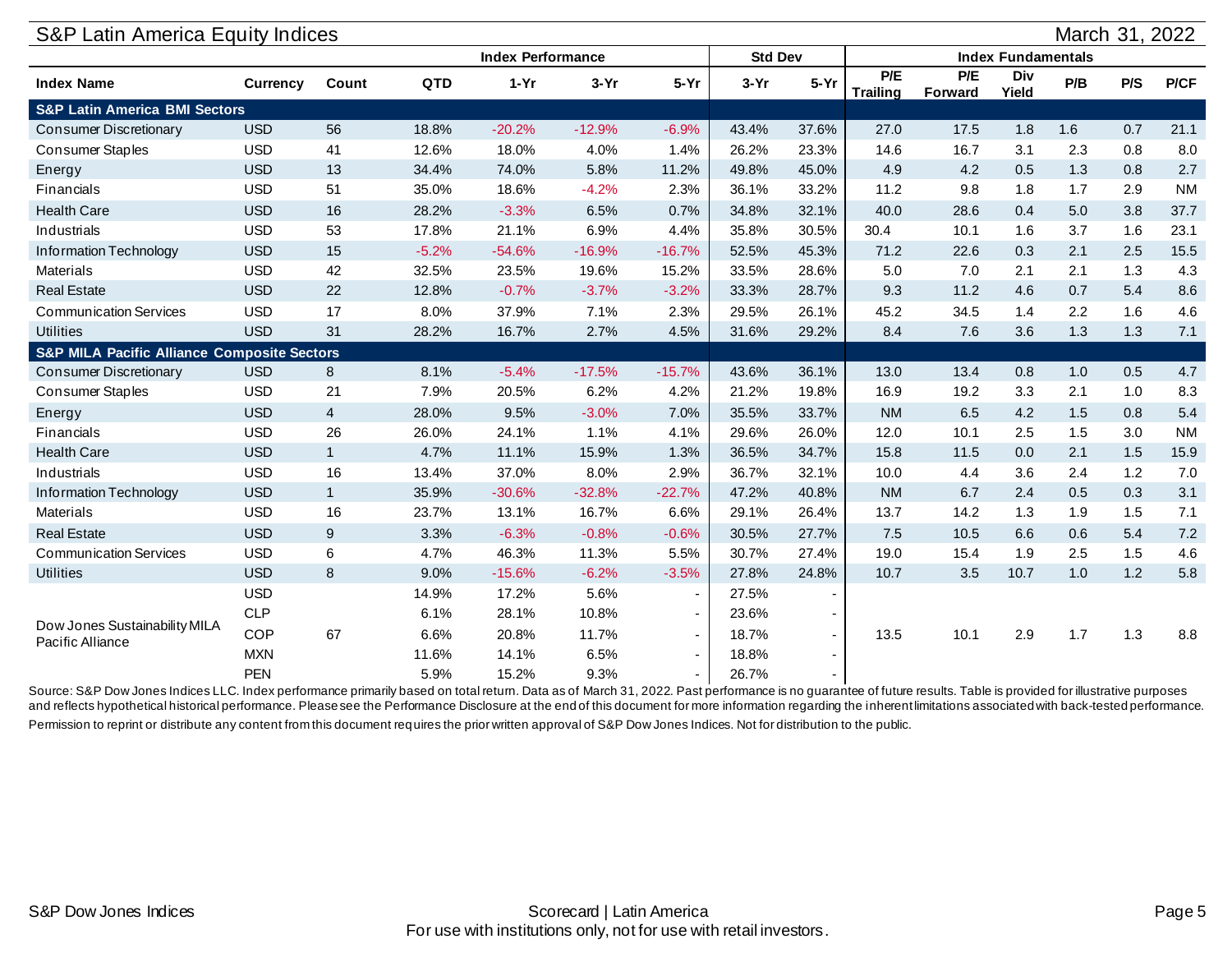## S&P Latin America Equity Indices

March 31, 2022

| Index Name | Currency | Count | Index Performance | | | | Std Dev | | Index Fundamentals | | | | | |
|---|---|---|---|---|---|---|---|---|---|---|---|---|---|---|
| | | | QTD | 1-Yr | 3-Yr | 5-Yr | 3-Yr | 5-Yr | P/E Trailing | P/E Forward | Div Yield | P/B | P/S | P/CF |
| **S&P Latin America BMI Sectors** | | | | | | | | | | | | | | |
| Consumer Discretionary | USD | 56 | 18.8% | -20.2% | -12.9% | -6.9% | 43.4% | 37.6% | 27.0 | 17.5 | 1.8 | 1.6 | 0.7 | 21.1 |
| Consumer Staples | USD | 41 | 12.6% | 18.0% | 4.0% | 1.4% | 26.2% | 23.3% | 14.6 | 16.7 | 3.1 | 2.3 | 0.8 | 8.0 |
| Energy | USD | 13 | 34.4% | 74.0% | 5.8% | 11.2% | 49.8% | 45.0% | 4.9 | 4.2 | 0.5 | 1.3 | 0.8 | 2.7 |
| Financials | USD | 51 | 35.0% | 18.6% | -4.2% | 2.3% | 36.1% | 33.2% | 11.2 | 9.8 | 1.8 | 1.7 | 2.9 | NM |
| Health Care | USD | 16 | 28.2% | -3.3% | 6.5% | 0.7% | 34.8% | 32.1% | 40.0 | 28.6 | 0.4 | 5.0 | 3.8 | 37.7 |
| Industrials | USD | 53 | 17.8% | 21.1% | 6.9% | 4.4% | 35.8% | 30.5% | 30.4 | 10.1 | 1.6 | 3.7 | 1.6 | 23.1 |
| Information Technology | USD | 15 | -5.2% | -54.6% | -16.9% | -16.7% | 52.5% | 45.3% | 71.2 | 22.6 | 0.3 | 2.1 | 2.5 | 15.5 |
| Materials | USD | 42 | 32.5% | 23.5% | 19.6% | 15.2% | 33.5% | 28.6% | 5.0 | 7.0 | 2.1 | 2.1 | 1.3 | 4.3 |
| Real Estate | USD | 22 | 12.8% | -0.7% | -3.7% | -3.2% | 33.3% | 28.7% | 9.3 | 11.2 | 4.6 | 0.7 | 5.4 | 8.6 |
| Communication Services | USD | 17 | 8.0% | 37.9% | 7.1% | 2.3% | 29.5% | 26.1% | 45.2 | 34.5 | 1.4 | 2.2 | 1.6 | 4.6 |
| Utilities | USD | 31 | 28.2% | 16.7% | 2.7% | 4.5% | 31.6% | 29.2% | 8.4 | 7.6 | 3.6 | 1.3 | 1.3 | 7.1 |
| **S&P MILA Pacific Alliance Composite Sectors** | | | | | | | | | | | | | | |
| Consumer Discretionary | USD | 8 | 8.1% | -5.4% | -17.5% | -15.7% | 43.6% | 36.1% | 13.0 | 13.4 | 0.8 | 1.0 | 0.5 | 4.7 |
| Consumer Staples | USD | 21 | 7.9% | 20.5% | 6.2% | 4.2% | 21.2% | 19.8% | 16.9 | 19.2 | 3.3 | 2.1 | 1.0 | 8.3 |
| Energy | USD | 4 | 28.0% | 9.5% | -3.0% | 7.0% | 35.5% | 33.7% | NM | 6.5 | 4.2 | 1.5 | 0.8 | 5.4 |
| Financials | USD | 26 | 26.0% | 24.1% | 1.1% | 4.1% | 29.6% | 26.0% | 12.0 | 10.1 | 2.5 | 1.5 | 3.0 | NM |
| Health Care | USD | 1 | 4.7% | 11.1% | 15.9% | 1.3% | 36.5% | 34.7% | 15.8 | 11.5 | 0.0 | 2.1 | 1.5 | 15.9 |
| Industrials | USD | 16 | 13.4% | 37.0% | 8.0% | 2.9% | 36.7% | 32.1% | 10.0 | 4.4 | 3.6 | 2.4 | 1.2 | 7.0 |
| Information Technology | USD | 1 | 35.9% | -30.6% | -32.8% | -22.7% | 47.2% | 40.8% | NM | 6.7 | 2.4 | 0.5 | 0.3 | 3.1 |
| Materials | USD | 16 | 23.7% | 13.1% | 16.7% | 6.6% | 29.1% | 26.4% | 13.7 | 14.2 | 1.3 | 1.9 | 1.5 | 7.1 |
| Real Estate | USD | 9 | 3.3% | -6.3% | -0.8% | -0.6% | 30.5% | 27.7% | 7.5 | 10.5 | 6.6 | 0.6 | 5.4 | 7.2 |
| Communication Services | USD | 6 | 4.7% | 46.3% | 11.3% | 5.5% | 30.7% | 27.4% | 19.0 | 15.4 | 1.9 | 2.5 | 1.5 | 4.6 |
| Utilities | USD | 8 | 9.0% | -15.6% | -6.2% | -3.5% | 27.8% | 24.8% | 10.7 | 3.5 | 10.7 | 1.0 | 1.2 | 5.8 |
| Dow Jones Sustainability MILA Pacific Alliance | USD | 67 | 14.9% | 17.2% | 5.6% | - | 27.5% | - | 13.5 | 10.1 | 2.9 | 1.7 | 1.3 | 8.8 |
| | CLP | | 6.1% | 28.1% | 10.8% | - | 23.6% | - | | | | | | |
| | COP | | 6.6% | 20.8% | 11.7% | - | 18.7% | - | | | | | | |
| | MXN | | 11.6% | 14.1% | 6.5% | - | 18.8% | - | | | | | | |
| | PEN | | 5.9% | 15.2% | 9.3% | - | 26.7% | - | | | | | | |

Source: S&P Dow Jones Indices LLC. Index performance primarily based on total return. Data as of March 31, 2022. Past performance is no guarantee of future results. Table is provided for illustrative purposes and reflects hypothetical historical performance. Please see the Performance Disclosure at the end of this document for more information regarding the inherent limitations associated with back-tested performance.

Permission to reprint or distribute any content from this document requires the prior written approval of S&P Dow Jones Indices. Not for distribution to the public.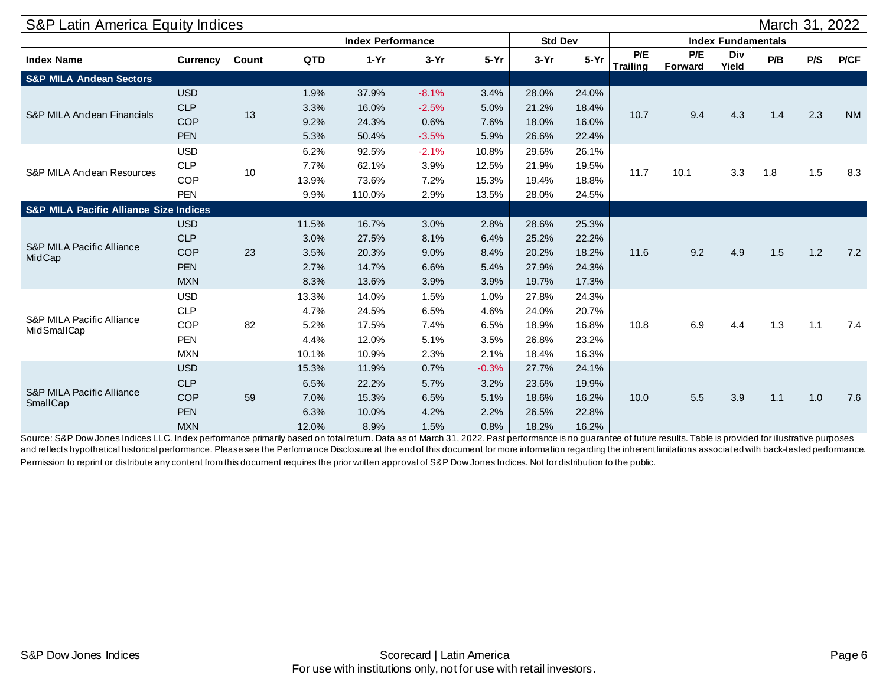## S&P Latin America Equity Indices

March 31, 2022

| Index Name | Currency | Count | Index Performance | | | | Std Dev | | Index Fundamentals | | | | | |
|---|---|---|---|---|---|---|---|---|---|---|---|---|---|---|
| | | | QTD | 1-Yr | 3-Yr | 5-Yr | 3-Yr | 5-Yr | P/E Trailing | P/E Forward | Div Yield | P/B | P/S | P/CF |
| **S&P MILA Andean Sectors** | | | | | | | | | | | | | | |
| S&P MILA Andean Financials | USD | 13 | 1.9% | 37.9% | -8.1% | 3.4% | 28.0% | 24.0% | 10.7 | 9.4 | 4.3 | 1.4 | 2.3 | NM |
| | CLP | | 3.3% | 16.0% | -2.5% | 5.0% | 21.2% | 18.4% | | | | | | |
| | COP | | 9.2% | 24.3% | 0.6% | 7.6% | 18.0% | 16.0% | | | | | | |
| | PEN | | 5.3% | 50.4% | -3.5% | 5.9% | 26.6% | 22.4% | | | | | | |
| S&P MILA Andean Resources | USD | 10 | 6.2% | 92.5% | -2.1% | 10.8% | 29.6% | 26.1% | 11.7 | 10.1 | 3.3 | 1.8 | 1.5 | 8.3 |
| | CLP | | 7.7% | 62.1% | 3.9% | 12.5% | 21.9% | 19.5% | | | | | | |
| | COP | | 13.9% | 73.6% | 7.2% | 15.3% | 19.4% | 18.8% | | | | | | |
| | PEN | | 9.9% | 110.0% | 2.9% | 13.5% | 28.0% | 24.5% | | | | | | |
| **S&P MILA Pacific Alliance Size Indices** | | | | | | | | | | | | | | |
| S&P MILA Pacific Alliance MidCap | USD | 23 | 11.5% | 16.7% | 3.0% | 2.8% | 28.6% | 25.3% | 11.6 | 9.2 | 4.9 | 1.5 | 1.2 | 7.2 |
| | CLP | | 3.0% | 27.5% | 8.1% | 6.4% | 25.2% | 22.2% | | | | | | |
| | COP | | 3.5% | 20.3% | 9.0% | 8.4% | 20.2% | 18.2% | | | | | | |
| | PEN | | 2.7% | 14.7% | 6.6% | 5.4% | 27.9% | 24.3% | | | | | | |
| | MXN | | 8.3% | 13.6% | 3.9% | 3.9% | 19.7% | 17.3% | | | | | | |
| S&P MILA Pacific Alliance MidSmallCap | USD | 82 | 13.3% | 14.0% | 1.5% | 1.0% | 27.8% | 24.3% | 10.8 | 6.9 | 4.4 | 1.3 | 1.1 | 7.4 |
| | CLP | | 4.7% | 24.5% | 6.5% | 4.6% | 24.0% | 20.7% | | | | | | |
| | COP | | 5.2% | 17.5% | 7.4% | 6.5% | 18.9% | 16.8% | | | | | | |
| | PEN | | 4.4% | 12.0% | 5.1% | 3.5% | 26.8% | 23.2% | | | | | | |
| | MXN | | 10.1% | 10.9% | 2.3% | 2.1% | 18.4% | 16.3% | | | | | | |
| S&P MILA Pacific Alliance SmallCap | USD | 59 | 15.3% | 11.9% | 0.7% | -0.3% | 27.7% | 24.1% | 10.0 | 5.5 | 3.9 | 1.1 | 1.0 | 7.6 |
| | CLP | | 6.5% | 22.2% | 5.7% | 3.2% | 23.6% | 19.9% | | | | | | |
| | COP | | 7.0% | 15.3% | 6.5% | 5.1% | 18.6% | 16.2% | | | | | | |
| | PEN | | 6.3% | 10.0% | 4.2% | 2.2% | 26.5% | 22.8% | | | | | | |
| | MXN | | 12.0% | 8.9% | 1.5% | 0.8% | 18.2% | 16.2% | | | | | | |

Source: S&P Dow Jones Indices LLC. Index performance primarily based on total return. Data as of March 31, 2022. Past performance is no guarantee of future results. Table is provided for illustrative purposes and reflects hypothetical historical performance. Please see the Performance Disclosure at the end of this document for more information regarding the inherent limitations associated with back-tested performance. Permission to reprint or distribute any content from this document requires the prior written approval of S&P Dow Jones Indices. Not for distribution to the public.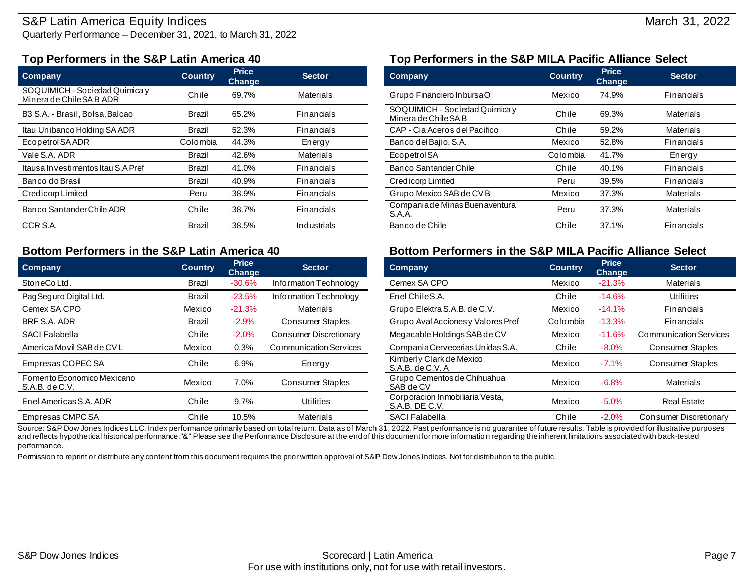## S&P Latin America Equity Indices

March 31, 2022

Quarterly Performance – December 31, 2021, to March 31, 2022

### Top Performers in the S&P Latin America 40

| Company | Country | Price Change | Sector |
|---|---|---|---|
| SOQUIMICH - Sociedad Quimica y Minera de Chile SA B ADR | Chile | 69.7% | Materials |
| B3 S.A. - Brasil, Bolsa, Balcao | Brazil | 65.2% | Financials |
| Itau Unibanco Holding SA ADR | Brazil | 52.3% | Financials |
| Ecopetrol SA ADR | Colombia | 44.3% | Energy |
| Vale S.A. ADR | Brazil | 42.6% | Materials |
| Itausa Investimentos Itau S.A Pref | Brazil | 41.0% | Financials |
| Banco do Brasil | Brazil | 40.9% | Financials |
| Credicorp Limited | Peru | 38.9% | Financials |
| Banco Santander Chile ADR | Chile | 38.7% | Financials |
| CCR S.A. | Brazil | 38.5% | Industrials |

### Top Performers in the S&P MILA Pacific Alliance Select

| Company | Country | Price Change | Sector |
|---|---|---|---|
| Grupo Financiero Inbursa O | Mexico | 74.9% | Financials |
| SOQUIMICH - Sociedad Quimica y Minera de Chile SA B | Chile | 69.3% | Materials |
| CAP - Cia Aceros del Pacifico | Chile | 59.2% | Materials |
| Banco del Bajio, S.A. | Mexico | 52.8% | Financials |
| Ecopetrol SA | Colombia | 41.7% | Energy |
| Banco Santander Chile | Chile | 40.1% | Financials |
| Credicorp Limited | Peru | 39.5% | Financials |
| Grupo Mexico SAB de CV B | Mexico | 37.3% | Materials |
| Compania de Minas Buenaventura S.A.A. | Peru | 37.3% | Materials |
| Banco de Chile | Chile | 37.1% | Financials |

### Bottom Performers in the S&P Latin America 40

| Company | Country | Price Change | Sector |
|---|---|---|---|
| StoneCo Ltd. | Brazil | -30.6% | Information Technology |
| PagSeguro Digital Ltd. | Brazil | -23.5% | Information Technology |
| Cemex SA CPO | Mexico | -21.3% | Materials |
| BRF S.A. ADR | Brazil | -2.9% | Consumer Staples |
| SACI Falabella | Chile | -2.0% | Consumer Discretionary |
| America Movil SAB de CV L | Mexico | 0.3% | Communication Services |
| Empresas COPEC SA | Chile | 6.9% | Energy |
| Fomento Economico Mexicano S.A.B. de C.V. | Mexico | 7.0% | Consumer Staples |
| Enel Americas S.A. ADR | Chile | 9.7% | Utilities |
| Empresas CMPC SA | Chile | 10.5% | Materials |

### Bottom Performers in the S&P MILA Pacific Alliance Select

| Company | Country | Price Change | Sector |
|---|---|---|---|
| Cemex SA CPO | Mexico | -21.3% | Materials |
| Enel Chile S.A. | Chile | -14.6% | Utilities |
| Grupo Elektra S.A.B. de C.V. | Mexico | -14.1% | Financials |
| Grupo Aval Acciones y Valores Pref | Colombia | -13.3% | Financials |
| Megacable Holdings SAB de CV | Mexico | -11.6% | Communication Services |
| Compania Cervecerias Unidas S.A. | Chile | -8.0% | Consumer Staples |
| Kimberly Clark de Mexico S.A.B. de C.V. A | Mexico | -7.1% | Consumer Staples |
| Grupo Cementos de Chihuahua SAB de CV | Mexico | -6.8% | Materials |
| Corporacion Inmobiliaria Vesta, S.A.B. DE C.V. | Mexico | -5.0% | Real Estate |
| SACI Falabella | Chile | -2.0% | Consumer Discretionary |

Source: S&P Dow Jones Indices LLC. Index performance primarily based on total return. Data as of March 31, 2022. Past performance is no guarantee of future results. Table is provided for illustrative purposes and reflects hypothetical historical performance."&" Please see the Performance Disclosure at the end of this document for more information regarding the inherent limitations associated with back-tested performance.

Permission to reprint or distribute any content from this document requires the prior written approval of S&P Dow Jones Indices. Not for distribution to the public.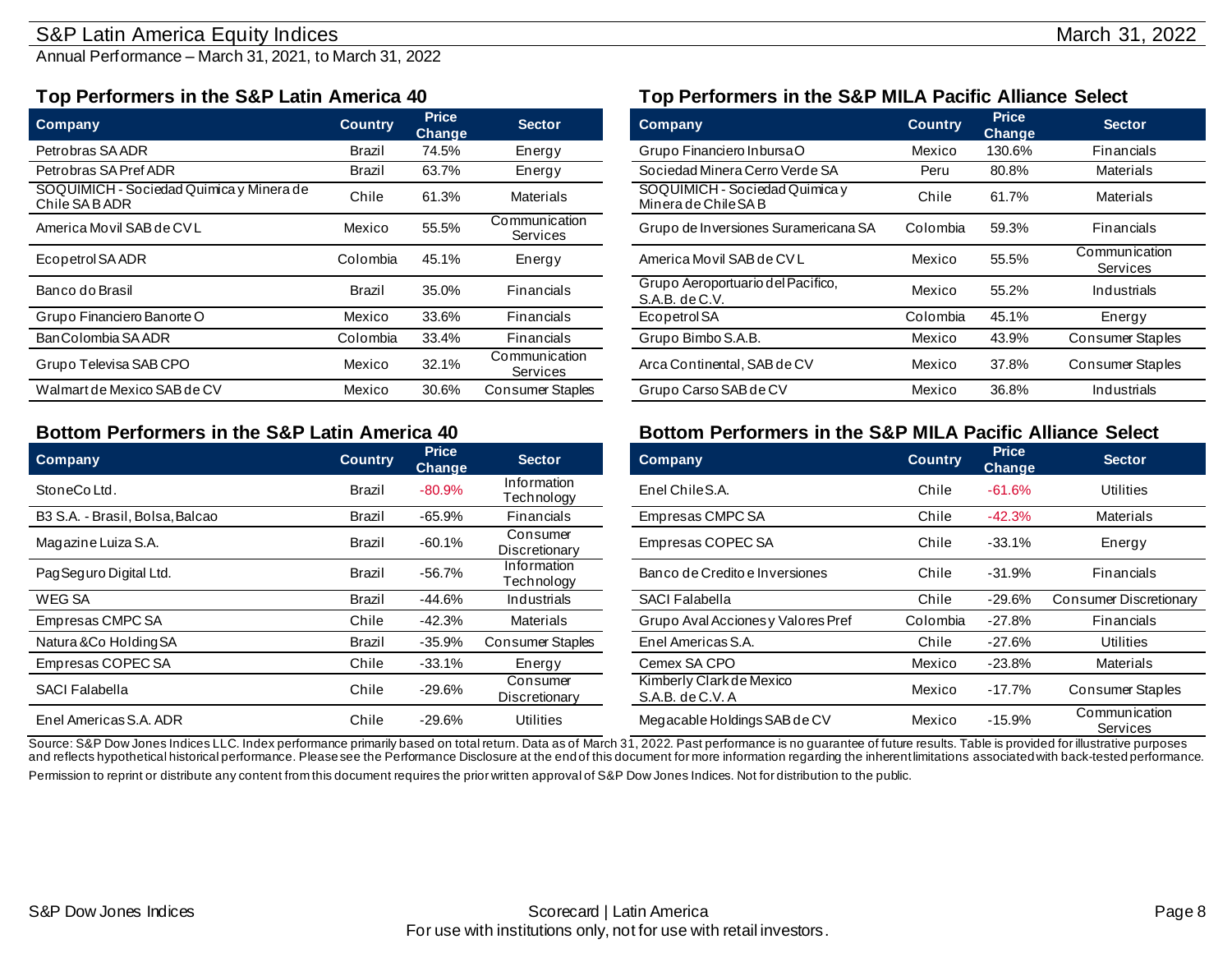# S&P Latin America Equity Indices

March 31, 2022

Annual Performance – March 31, 2021, to March 31, 2022

## Top Performers in the S&P Latin America 40

| Company | Country | Price Change | Sector |
|---|---|---|---|
| Petrobras SA ADR | Brazil | 74.5% | Energy |
| Petrobras SA Pref ADR | Brazil | 63.7% | Energy |
| SOQUIMICH - Sociedad Quimica y Minera de Chile SA B ADR | Chile | 61.3% | Materials |
| America Movil SAB de CV L | Mexico | 55.5% | Communication Services |
| Ecopetrol SA ADR | Colombia | 45.1% | Energy |
| Banco do Brasil | Brazil | 35.0% | Financials |
| Grupo Financiero Banorte O | Mexico | 33.6% | Financials |
| BanColombia SA ADR | Colombia | 33.4% | Financials |
| Grupo Televisa SAB CPO | Mexico | 32.1% | Communication Services |
| Walmart de Mexico SAB de CV | Mexico | 30.6% | Consumer Staples |

## Bottom Performers in the S&P Latin America 40

| Company | Country | Price Change | Sector |
|---|---|---|---|
| StoneCo Ltd. | Brazil | -80.9% | Information Technology |
| B3 S.A. - Brasil, Bolsa, Balcao | Brazil | -65.9% | Financials |
| Magazine Luiza S.A. | Brazil | -60.1% | Consumer Discretionary |
| PagSeguro Digital Ltd. | Brazil | -56.7% | Information Technology |
| WEG SA | Brazil | -44.6% | Industrials |
| Empresas CMPC SA | Chile | -42.3% | Materials |
| Natura &Co Holding SA | Brazil | -35.9% | Consumer Staples |
| Empresas COPEC SA | Chile | -33.1% | Energy |
| SACI Falabella | Chile | -29.6% | Consumer Discretionary |
| Enel Americas S.A. ADR | Chile | -29.6% | Utilities |

## Top Performers in the S&P MILA Pacific Alliance Select

| Company | Country | Price Change | Sector |
|---|---|---|---|
| Grupo Financiero Inbursa O | Mexico | 130.6% | Financials |
| Sociedad Minera Cerro Verde SA | Peru | 80.8% | Materials |
| SOQUIMICH - Sociedad Quimica y Minera de Chile SA B | Chile | 61.7% | Materials |
| Grupo de Inversiones Suramericana SA | Colombia | 59.3% | Financials |
| America Movil SAB de CV L | Mexico | 55.5% | Communication Services |
| Grupo Aeroportuario del Pacifico, S.A.B. de C.V. | Mexico | 55.2% | Industrials |
| Ecopetrol SA | Colombia | 45.1% | Energy |
| Grupo Bimbo S.A.B. | Mexico | 43.9% | Consumer Staples |
| Arca Continental, SAB de CV | Mexico | 37.8% | Consumer Staples |
| Grupo Carso SAB de CV | Mexico | 36.8% | Industrials |

## Bottom Performers in the S&P MILA Pacific Alliance Select

| Company | Country | Price Change | Sector |
|---|---|---|---|
| Enel Chile S.A. | Chile | -61.6% | Utilities |
| Empresas CMPC SA | Chile | -42.3% | Materials |
| Empresas COPEC SA | Chile | -33.1% | Energy |
| Banco de Credito e Inversiones | Chile | -31.9% | Financials |
| SACI Falabella | Chile | -29.6% | Consumer Discretionary |
| Grupo Aval Acciones y Valores Pref | Colombia | -27.8% | Financials |
| Enel Americas S.A. | Chile | -27.6% | Utilities |
| Cemex SA CPO | Mexico | -23.8% | Materials |
| Kimberly Clark de Mexico S.A.B. de C.V. A | Mexico | -17.7% | Consumer Staples |
| Megacable Holdings SAB de CV | Mexico | -15.9% | Communication Services |

Source: S&P Dow Jones Indices LLC. Index performance primarily based on total return. Data as of March 31, 2022. Past performance is no guarantee of future results. Table is provided for illustrative purposes and reflects hypothetical historical performance. Please see the Performance Disclosure at the end of this document for more information regarding the inherent limitations associated with back-tested performance.

Permission to reprint or distribute any content from this document requires the prior written approval of S&P Dow Jones Indices. Not for distribution to the public.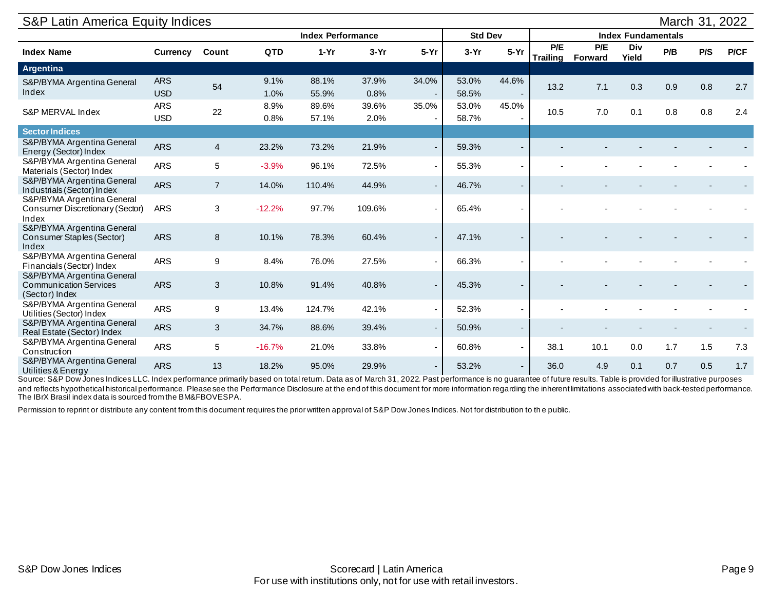## S&P Latin America Equity Indices

March 31, 2022

| Index Name | Currency | Count | Index Performance | | | | Std Dev | | Index Fundamentals | | | | | |
|---|---|---|---|---|---|---|---|---|---|---|---|---|---|---|
| | | | QTD | 1-Yr | 3-Yr | 5-Yr | 3-Yr | 5-Yr | P/E Trailing | P/E Forward | Div Yield | P/B | P/S | P/CF |
| **Argentina** | | | | | | | | | | | | | | |
| S&P/BYMA Argentina General Index | ARS | 54 | 9.1% | 88.1% | 37.9% | 34.0% | 53.0% | 44.6% | 13.2 | 7.1 | 0.3 | 0.9 | 0.8 | 2.7 |
| | USD | | 1.0% | 55.9% | 0.8% | - | 58.5% | - | | | | | | |
| S&P MERVAL Index | ARS | 22 | 8.9% | 89.6% | 39.6% | 35.0% | 53.0% | 45.0% | 10.5 | 7.0 | 0.1 | 0.8 | 0.8 | 2.4 |
| | USD | | 0.8% | 57.1% | 2.0% | - | 58.7% | - | | | | | | |
| **Sector Indices** | | | | | | | | | | | | | | |
| S&P/BYMA Argentina General Energy (Sector) Index | ARS | 4 | 23.2% | 73.2% | 21.9% | - | 59.3% | - | - | - | - | - | - | - |
| S&P/BYMA Argentina General Materials (Sector) Index | ARS | 5 | -3.9% | 96.1% | 72.5% | - | 55.3% | - | - | - | - | - | - | - |
| S&P/BYMA Argentina General Industrials (Sector) Index | ARS | 7 | 14.0% | 110.4% | 44.9% | - | 46.7% | - | - | - | - | - | - | - |
| S&P/BYMA Argentina General Consumer Discretionary (Sector) Index | ARS | 3 | -12.2% | 97.7% | 109.6% | - | 65.4% | - | - | - | - | - | - | - |
| S&P/BYMA Argentina General Consumer Staples (Sector) Index | ARS | 8 | 10.1% | 78.3% | 60.4% | - | 47.1% | - | - | - | - | - | - | - |
| S&P/BYMA Argentina General Financials (Sector) Index | ARS | 9 | 8.4% | 76.0% | 27.5% | - | 66.3% | - | - | - | - | - | - | - |
| S&P/BYMA Argentina General Communication Services (Sector) Index | ARS | 3 | 10.8% | 91.4% | 40.8% | - | 45.3% | - | - | - | - | - | - | - |
| S&P/BYMA Argentina General Utilities (Sector) Index | ARS | 9 | 13.4% | 124.7% | 42.1% | - | 52.3% | - | - | - | - | - | - | - |
| S&P/BYMA Argentina General Real Estate (Sector) Index | ARS | 3 | 34.7% | 88.6% | 39.4% | - | 50.9% | - | - | - | - | - | - | - |
| S&P/BYMA Argentina General Construction | ARS | 5 | -16.7% | 21.0% | 33.8% | - | 60.8% | - | 38.1 | 10.1 | 0.0 | 1.7 | 1.5 | 7.3 |
| S&P/BYMA Argentina General Utilities & Energy | ARS | 13 | 18.2% | 95.0% | 29.9% | - | 53.2% | - | 36.0 | 4.9 | 0.1 | 0.7 | 0.5 | 1.7 |

Source: S&P Dow Jones Indices LLC. Index performance primarily based on total return. Data as of March 31, 2022. Past performance is no guarantee of future results. Table is provided for illustrative purposes and reflects hypothetical historical performance. Please see the Performance Disclosure at the end of this document for more information regarding the inherent limitations associated with back-tested performance. The IBrX Brasil index data is sourced from the BM&FBOVESPA.

Permission to reprint or distribute any content from this document requires the prior written approval of S&P Dow Jones Indices. Not for distribution to the public.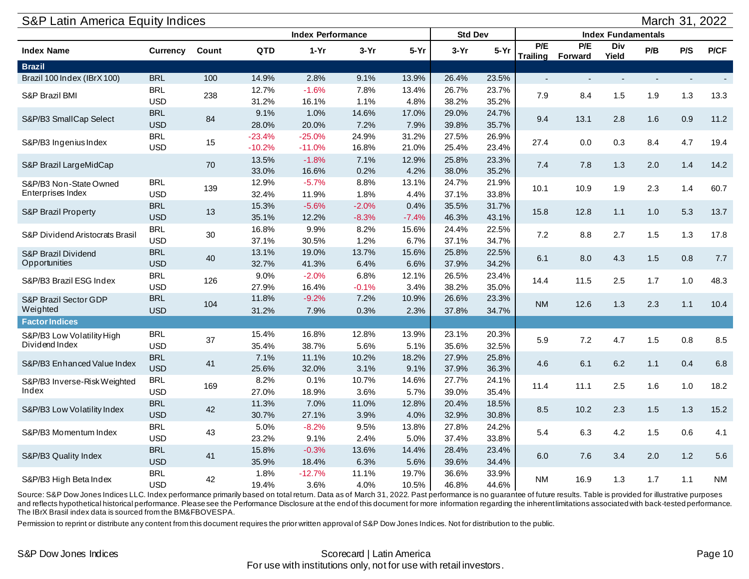## S&P Latin America Equity Indices

March 31, 2022

| Index Name | Currency | Count | Index Performance | | | | Std Dev | | Index Fundamentals | | | | | |
|---|---|---|---|---|---|---|---|---|---|---|---|---|---|---|
| | | | QTD | 1-Yr | 3-Yr | 5-Yr | 3-Yr | 5-Yr | P/E Trailing | P/E Forward | Div Yield | P/B | P/S | P/CF |
| **Brazil** | | | | | | | | | | | | | | |
| Brazil 100 Index (IBrX 100) | BRL | 100 | 14.9% | 2.8% | 9.1% | 13.9% | 26.4% | 23.5% | - | - | - | - | - | - |
| S&P Brazil BMI | BRL | 238 | 12.7% | -1.6% | 7.8% | 13.4% | 26.7% | 23.7% | 7.9 | 8.4 | 1.5 | 1.9 | 1.3 | 13.3 |
| | USD | | 31.2% | 16.1% | 1.1% | 4.8% | 38.2% | 35.2% | | | | | | |
| S&P/B3 SmallCap Select | BRL | 84 | 9.1% | 1.0% | 14.6% | 17.0% | 29.0% | 24.7% | 9.4 | 13.1 | 2.8 | 1.6 | 0.9 | 11.2 |
| | USD | | 28.0% | 20.0% | 7.2% | 7.9% | 39.8% | 35.7% | | | | | | |
| S&P/B3 Ingenius Index | BRL | 15 | -23.4% | -25.0% | 24.9% | 31.2% | 27.5% | 26.9% | 27.4 | 0.0 | 0.3 | 8.4 | 4.7 | 19.4 |
| | USD | | -10.2% | -11.0% | 16.8% | 21.0% | 25.4% | 23.4% | | | | | | |
| S&P Brazil LargeMidCap | | 70 | 13.5% | -1.8% | 7.1% | 12.9% | 25.8% | 23.3% | 7.4 | 7.8 | 1.3 | 2.0 | 1.4 | 14.2 |
| | | | 33.0% | 16.6% | 0.2% | 4.2% | 38.0% | 35.2% | | | | | | |
| S&P/B3 Non-State Owned Enterprises Index | BRL | 139 | 12.9% | -5.7% | 8.8% | 13.1% | 24.7% | 21.9% | 10.1 | 10.9 | 1.9 | 2.3 | 1.4 | 60.7 |
| | USD | | 32.4% | 11.9% | 1.8% | 4.4% | 37.1% | 33.8% | | | | | | |
| S&P Brazil Property | BRL | 13 | 15.3% | -5.6% | -2.0% | 0.4% | 35.5% | 31.7% | 15.8 | 12.8 | 1.1 | 1.0 | 5.3 | 13.7 |
| | USD | | 35.1% | 12.2% | -8.3% | -7.4% | 46.3% | 43.1% | | | | | | |
| S&P Dividend Aristocrats Brasil | BRL | 30 | 16.8% | 9.9% | 8.2% | 15.6% | 24.4% | 22.5% | 7.2 | 8.8 | 2.7 | 1.5 | 1.3 | 17.8 |
| | USD | | 37.1% | 30.5% | 1.2% | 6.7% | 37.1% | 34.7% | | | | | | |
| S&P Brazil Dividend Opportunities | BRL | 40 | 13.1% | 19.0% | 13.7% | 15.6% | 25.8% | 22.5% | 6.1 | 8.0 | 4.3 | 1.5 | 0.8 | 7.7 |
| | USD | | 32.7% | 41.3% | 6.4% | 6.6% | 37.9% | 34.2% | | | | | | |
| S&P/B3 Brazil ESG Index | BRL | 126 | 9.0% | -2.0% | 6.8% | 12.1% | 26.5% | 23.4% | 14.4 | 11.5 | 2.5 | 1.7 | 1.0 | 48.3 |
| | USD | | 27.9% | 16.4% | -0.1% | 3.4% | 38.2% | 35.0% | | | | | | |
| S&P Brazil Sector GDP Weighted | BRL | 104 | 11.8% | -9.2% | 7.2% | 10.9% | 26.6% | 23.3% | NM | 12.6 | 1.3 | 2.3 | 1.1 | 10.4 |
| | USD | | 31.2% | 7.9% | 0.3% | 2.3% | 37.8% | 34.7% | | | | | | |
| **Factor Indices** | | | | | | | | | | | | | | |
| S&P/B3 Low Volatility High Dividend Index | BRL | 37 | 15.4% | 16.8% | 12.8% | 13.9% | 23.1% | 20.3% | 5.9 | 7.2 | 4.7 | 1.5 | 0.8 | 8.5 |
| | USD | | 35.4% | 38.7% | 5.6% | 5.1% | 35.6% | 32.5% | | | | | | |
| S&P/B3 Enhanced Value Index | BRL | 41 | 7.1% | 11.1% | 10.2% | 18.2% | 27.9% | 25.8% | 4.6 | 6.1 | 6.2 | 1.1 | 0.4 | 6.8 |
| | USD | | 25.6% | 32.0% | 3.1% | 9.1% | 37.9% | 36.3% | | | | | | |
| S&P/B3 Inverse-Risk Weighted Index | BRL | 169 | 8.2% | 0.1% | 10.7% | 14.6% | 27.7% | 24.1% | 11.4 | 11.1 | 2.5 | 1.6 | 1.0 | 18.2 |
| | USD | | 27.0% | 18.9% | 3.6% | 5.7% | 39.0% | 35.4% | | | | | | |
| S&P/B3 Low Volatility Index | BRL | 42 | 11.3% | 7.0% | 11.0% | 12.8% | 20.4% | 18.5% | 8.5 | 10.2 | 2.3 | 1.5 | 1.3 | 15.2 |
| | USD | | 30.7% | 27.1% | 3.9% | 4.0% | 32.9% | 30.8% | | | | | | |
| S&P/B3 Momentum Index | BRL | 43 | 5.0% | -8.2% | 9.5% | 13.8% | 27.8% | 24.2% | 5.4 | 6.3 | 4.2 | 1.5 | 0.6 | 4.1 |
| | USD | | 23.2% | 9.1% | 2.4% | 5.0% | 37.4% | 33.8% | | | | | | |
| S&P/B3 Quality Index | BRL | 41 | 15.8% | -0.3% | 13.6% | 14.4% | 28.4% | 23.4% | 6.0 | 7.6 | 3.4 | 2.0 | 1.2 | 5.6 |
| | USD | | 35.9% | 18.4% | 6.3% | 5.6% | 39.6% | 34.4% | | | | | | |
| S&P/B3 High Beta Index | BRL | 42 | 1.8% | -12.7% | 11.1% | 19.7% | 36.6% | 33.9% | NM | 16.9 | 1.3 | 1.7 | 1.1 | NM |
| | USD | | 19.4% | 3.6% | 4.0% | 10.5% | 46.8% | 44.6% | | | | | | |

Source: S&P Dow Jones Indices LLC. Index performance primarily based on total return. Data as of March 31, 2022. Past performance is no guarantee of future results. Table is provided for illustrative purposes and reflects hypothetical historical performance. Please see the Performance Disclosure at the end of this document for more information regarding the inherent limitations associated with back-tested performance. The IBrX Brasil index data is sourced from the BM&FBOVESPA.

Permission to reprint or distribute any content from this document requires the prior written approval of S&P Dow Jones Indices. Not for distribution to the public.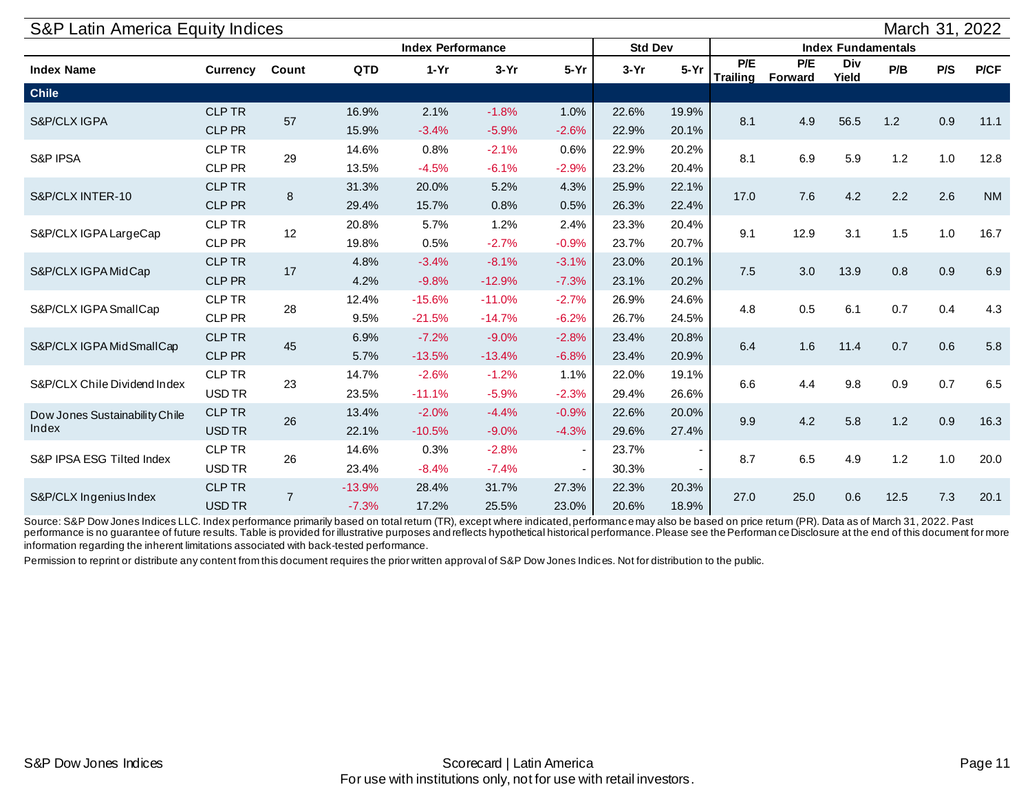## S&P Latin America Equity Indices

March 31, 2022

| Index Name | Currency | Count | Index Performance | | | | Std Dev | | Index Fundamentals | | | | | |
|---|---|---|---|---|---|---|---|---|---|---|---|---|---|---|
| | | | QTD | 1-Yr | 3-Yr | 5-Yr | 3-Yr | 5-Yr | P/E Trailing | P/E Forward | Div Yield | P/B | P/S | P/CF |
| **Chile** | | | | | | | | | | | | | | |
| S&P/CLX IGPA | CLP TR | 57 | 16.9% | 2.1% | -1.8% | 1.0% | 22.6% | 19.9% | 8.1 | 4.9 | 56.5 | 1.2 | 0.9 | 11.1 |
| | CLP PR | | 15.9% | -3.4% | -5.9% | -2.6% | 22.9% | 20.1% | | | | | | |
| S&P IPSA | CLP TR | 29 | 14.6% | 0.8% | -2.1% | 0.6% | 22.9% | 20.2% | 8.1 | 6.9 | 5.9 | 1.2 | 1.0 | 12.8 |
| | CLP PR | | 13.5% | -4.5% | -6.1% | -2.9% | 23.2% | 20.4% | | | | | | |
| S&P/CLX INTER-10 | CLP TR | 8 | 31.3% | 20.0% | 5.2% | 4.3% | 25.9% | 22.1% | 17.0 | 7.6 | 4.2 | 2.2 | 2.6 | NM |
| | CLP PR | | 29.4% | 15.7% | 0.8% | 0.5% | 26.3% | 22.4% | | | | | | |
| S&P/CLX IGPA LargeCap | CLP TR | 12 | 20.8% | 5.7% | 1.2% | 2.4% | 23.3% | 20.4% | 9.1 | 12.9 | 3.1 | 1.5 | 1.0 | 16.7 |
| | CLP PR | | 19.8% | 0.5% | -2.7% | -0.9% | 23.7% | 20.7% | | | | | | |
| S&P/CLX IGPA MidCap | CLP TR | 17 | 4.8% | -3.4% | -8.1% | -3.1% | 23.0% | 20.1% | 7.5 | 3.0 | 13.9 | 0.8 | 0.9 | 6.9 |
| | CLP PR | | 4.2% | -9.8% | -12.9% | -7.3% | 23.1% | 20.2% | | | | | | |
| S&P/CLX IGPA SmallCap | CLP TR | 28 | 12.4% | -15.6% | -11.0% | -2.7% | 26.9% | 24.6% | 4.8 | 0.5 | 6.1 | 0.7 | 0.4 | 4.3 |
| | CLP PR | | 9.5% | -21.5% | -14.7% | -6.2% | 26.7% | 24.5% | | | | | | |
| S&P/CLX IGPA MidSmallCap | CLP TR | 45 | 6.9% | -7.2% | -9.0% | -2.8% | 23.4% | 20.8% | 6.4 | 1.6 | 11.4 | 0.7 | 0.6 | 5.8 |
| | CLP PR | | 5.7% | -13.5% | -13.4% | -6.8% | 23.4% | 20.9% | | | | | | |
| S&P/CLX Chile Dividend Index | CLP TR | 23 | 14.7% | -2.6% | -1.2% | 1.1% | 22.0% | 19.1% | 6.6 | 4.4 | 9.8 | 0.9 | 0.7 | 6.5 |
| | USD TR | | 23.5% | -11.1% | -5.9% | -2.3% | 29.4% | 26.6% | | | | | | |
| Dow Jones Sustainability Chile Index | CLP TR | 26 | 13.4% | -2.0% | -4.4% | -0.9% | 22.6% | 20.0% | 9.9 | 4.2 | 5.8 | 1.2 | 0.9 | 16.3 |
| | USD TR | | 22.1% | -10.5% | -9.0% | -4.3% | 29.6% | 27.4% | | | | | | |
| S&P IPSA ESG Tilted Index | CLP TR | 26 | 14.6% | 0.3% | -2.8% | - | 23.7% | - | 8.7 | 6.5 | 4.9 | 1.2 | 1.0 | 20.0 |
| | USD TR | | 23.4% | -8.4% | -7.4% | - | 30.3% | - | | | | | | |
| S&P/CLX Ingenius Index | CLP TR | 7 | -13.9% | 28.4% | 31.7% | 27.3% | 22.3% | 20.3% | 27.0 | 25.0 | 0.6 | 12.5 | 7.3 | 20.1 |
| | USD TR | | -7.3% | 17.2% | 25.5% | 23.0% | 20.6% | 18.9% | | | | | | |

Source: S&P Dow Jones Indices LLC. Index performance primarily based on total return (TR), except where indicated, performance may also be based on price return (PR). Data as of March 31, 2022. Past performance is no guarantee of future results. Table is provided for illustrative purposes and reflects hypothetical historical performance. Please see the Performance Disclosure at the end of this document for more information regarding the inherent limitations associated with back-tested performance.

Permission to reprint or distribute any content from this document requires the prior written approval of S&P Dow Jones Indices. Not for distribution to the public.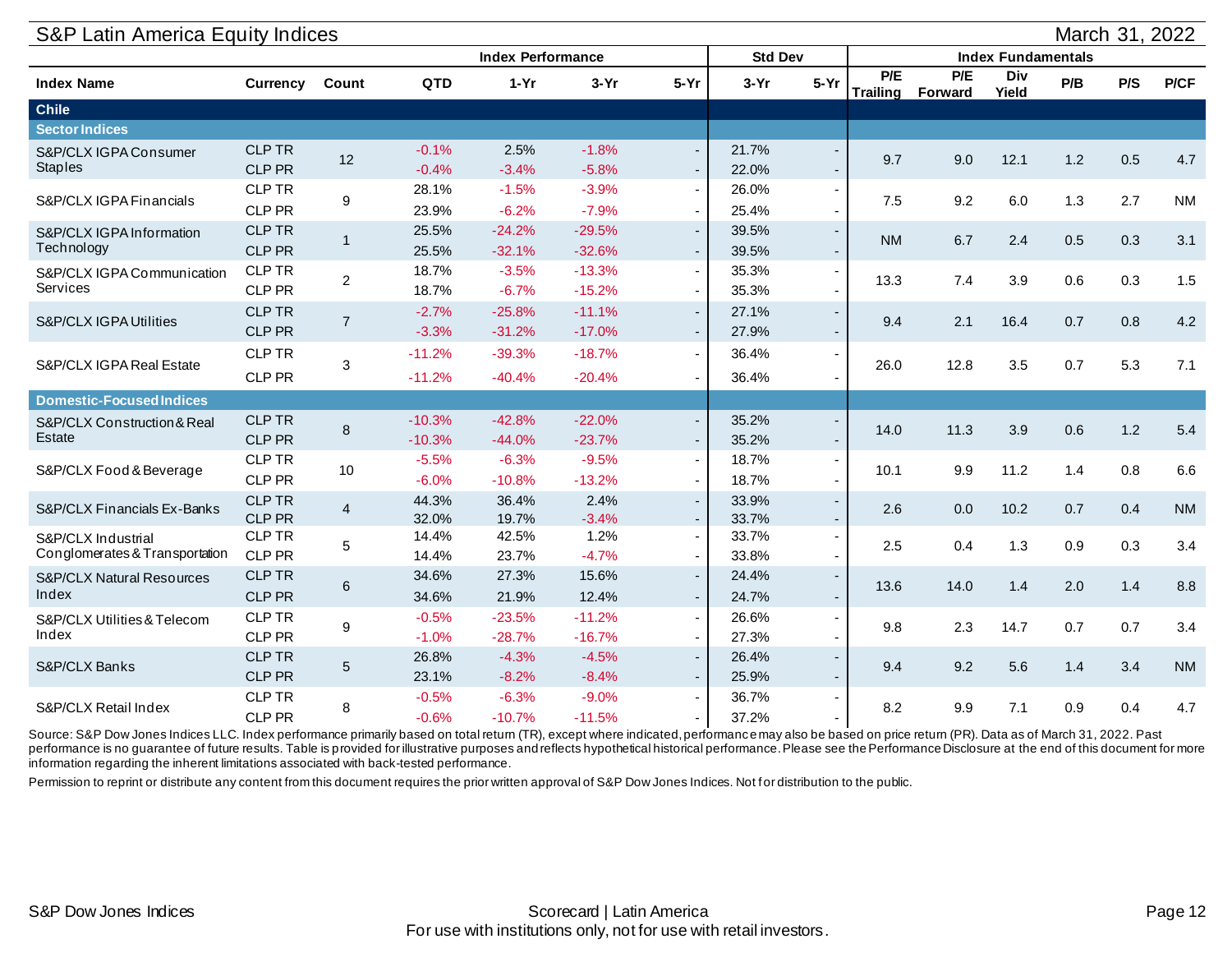## S&P Latin America Equity Indices

March 31, 2022

| Index Name | Currency | Count | Index Performance | | | | Std Dev | | Index Fundamentals | | | | | |
|---|---|---|---|---|---|---|---|---|---|---|---|---|---|---|
| | | | QTD | 1-Yr | 3-Yr | 5-Yr | 3-Yr | 5-Yr | P/E Trailing | P/E Forward | Div Yield | P/B | P/S | P/CF |
| **Chile** | | | | | | | | | | | | | | |
| **Sector Indices** | | | | | | | | | | | | | | |
| S&P/CLX IGPA Consumer Staples | CLP TR | 12 | -0.1% | 2.5% | -1.8% | - | 21.7% | - | 9.7 | 9.0 | 12.1 | 1.2 | 0.5 | 4.7 |
| | CLP PR | | -0.4% | -3.4% | -5.8% | - | 22.0% | - | | | | | | |
| S&P/CLX IGPA Financials | CLP TR | 9 | 28.1% | -1.5% | -3.9% | - | 26.0% | - | 7.5 | 9.2 | 6.0 | 1.3 | 2.7 | NM |
| | CLP PR | | 23.9% | -6.2% | -7.9% | - | 25.4% | - | | | | | | |
| S&P/CLX IGPA Information Technology | CLP TR | 1 | 25.5% | -24.2% | -29.5% | - | 39.5% | - | NM | 6.7 | 2.4 | 0.5 | 0.3 | 3.1 |
| | CLP PR | | 25.5% | -32.1% | -32.6% | - | 39.5% | - | | | | | | |
| S&P/CLX IGPA Communication Services | CLP TR | 2 | 18.7% | -3.5% | -13.3% | - | 35.3% | - | 13.3 | 7.4 | 3.9 | 0.6 | 0.3 | 1.5 |
| | CLP PR | | 18.7% | -6.7% | -15.2% | - | 35.3% | - | | | | | | |
| S&P/CLX IGPA Utilities | CLP TR | 7 | -2.7% | -25.8% | -11.1% | - | 27.1% | - | 9.4 | 2.1 | 16.4 | 0.7 | 0.8 | 4.2 |
| | CLP PR | | -3.3% | -31.2% | -17.0% | - | 27.9% | - | | | | | | |
| S&P/CLX IGPA Real Estate | CLP TR | 3 | -11.2% | -39.3% | -18.7% | - | 36.4% | - | 26.0 | 12.8 | 3.5 | 0.7 | 5.3 | 7.1 |
| | CLP PR | | -11.2% | -40.4% | -20.4% | - | 36.4% | - | | | | | | |
| **Domestic-Focused Indices** | | | | | | | | | | | | | | |
| S&P/CLX Construction & Real Estate | CLP TR | 8 | -10.3% | -42.8% | -22.0% | - | 35.2% | - | 14.0 | 11.3 | 3.9 | 0.6 | 1.2 | 5.4 |
| | CLP PR | | -10.3% | -44.0% | -23.7% | - | 35.2% | - | | | | | | |
| S&P/CLX Food & Beverage | CLP TR | 10 | -5.5% | -6.3% | -9.5% | - | 18.7% | - | 10.1 | 9.9 | 11.2 | 1.4 | 0.8 | 6.6 |
| | CLP PR | | -6.0% | -10.8% | -13.2% | - | 18.7% | - | | | | | | |
| S&P/CLX Financials Ex-Banks | CLP TR | 4 | 44.3% | 36.4% | 2.4% | - | 33.9% | - | 2.6 | 0.0 | 10.2 | 0.7 | 0.4 | NM |
| | CLP PR | | 32.0% | 19.7% | -3.4% | - | 33.7% | - | | | | | | |
| S&P/CLX Industrial Conglomerates & Transportation | CLP TR | 5 | 14.4% | 42.5% | 1.2% | - | 33.7% | - | 2.5 | 0.4 | 1.3 | 0.9 | 0.3 | 3.4 |
| | CLP PR | | 14.4% | 23.7% | -4.7% | - | 33.8% | - | | | | | | |
| S&P/CLX Natural Resources Index | CLP TR | 6 | 34.6% | 27.3% | 15.6% | - | 24.4% | - | 13.6 | 14.0 | 1.4 | 2.0 | 1.4 | 8.8 |
| | CLP PR | | 34.6% | 21.9% | 12.4% | - | 24.7% | - | | | | | | |
| S&P/CLX Utilities & Telecom Index | CLP TR | 9 | -0.5% | -23.5% | -11.2% | - | 26.6% | - | 9.8 | 2.3 | 14.7 | 0.7 | 0.7 | 3.4 |
| | CLP PR | | -1.0% | -28.7% | -16.7% | - | 27.3% | - | | | | | | |
| S&P/CLX Banks | CLP TR | 5 | 26.8% | -4.3% | -4.5% | - | 26.4% | - | 9.4 | 9.2 | 5.6 | 1.4 | 3.4 | NM |
| | CLP PR | | 23.1% | -8.2% | -8.4% | - | 25.9% | - | | | | | | |
| S&P/CLX Retail Index | CLP TR | 8 | -0.5% | -6.3% | -9.0% | - | 36.7% | - | 8.2 | 9.9 | 7.1 | 0.9 | 0.4 | 4.7 |
| | CLP PR | | -0.6% | -10.7% | -11.5% | - | 37.2% | - | | | | | | |

Source: S&P Dow Jones Indices LLC. Index performance primarily based on total return (TR), except where indicated, performance may also be based on price return (PR). Data as of March 31, 2022. Past performance is no guarantee of future results. Table is provided for illustrative purposes and reflects hypothetical historical performance. Please see the Performance Disclosure at the end of this document for more information regarding the inherent limitations associated with back-tested performance.

Permission to reprint or distribute any content from this document requires the prior written approval of S&P Dow Jones Indices. Not for distribution to the public.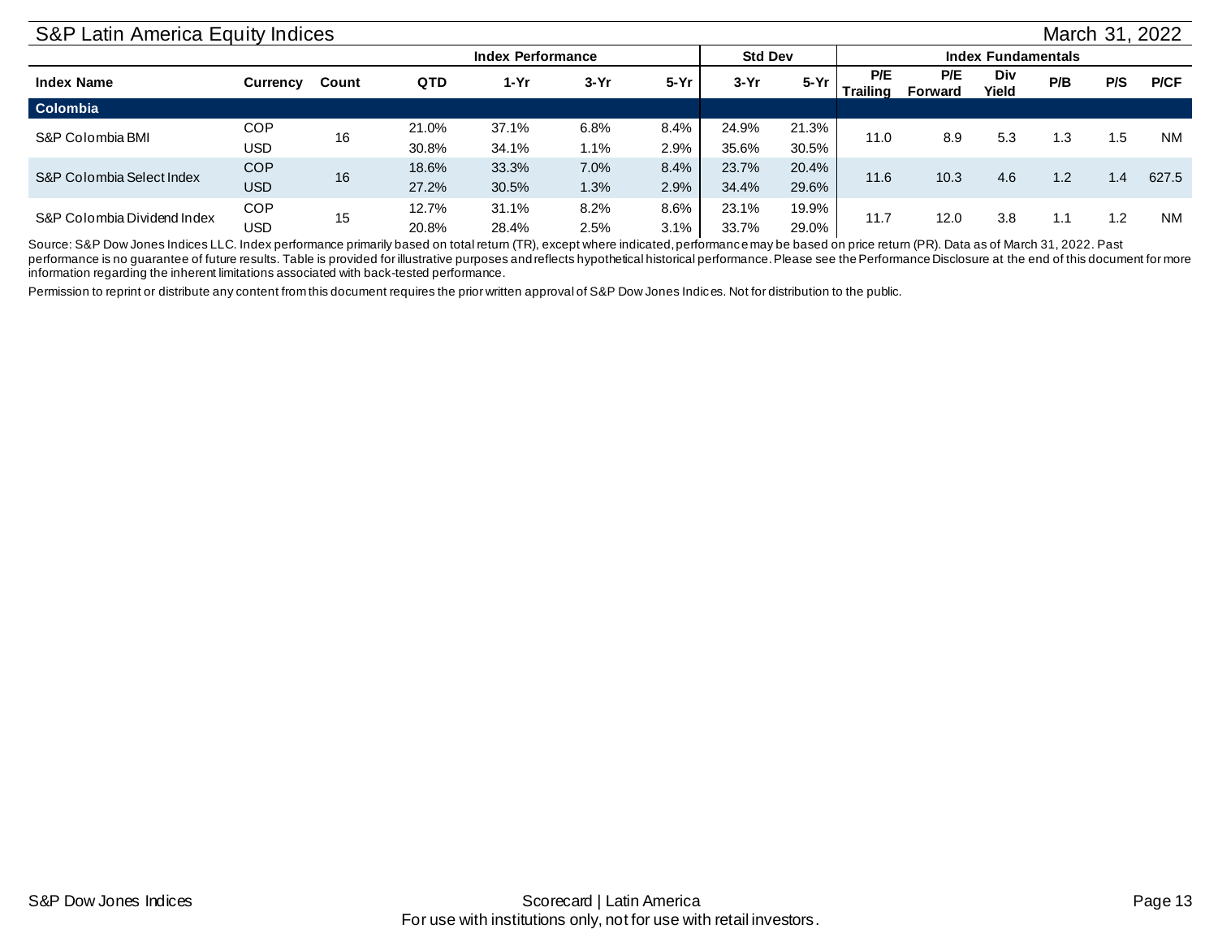## S&P Latin America Equity Indices

March 31, 2022

| Index Name | Currency | Count | Index Performance | | | | Std Dev | | Index Fundamentals | | | | | |
|---|---|---|---|---|---|---|---|---|---|---|---|---|---|---|
| | | | QTD | 1-Yr | 3-Yr | 5-Yr | 3-Yr | 5-Yr | P/E Trailing | P/E Forward | Div Yield | P/B | P/S | P/CF |
| **Colombia** | | | | | | | | | | | | | | |
| S&P Colombia BMI | COP | 16 | 21.0% | 37.1% | 6.8% | 8.4% | 24.9% | 21.3% | 11.0 | 8.9 | 5.3 | 1.3 | 1.5 | NM |
| | USD | | 30.8% | 34.1% | 1.1% | 2.9% | 35.6% | 30.5% | | | | | | |
| S&P Colombia Select Index | COP | 16 | 18.6% | 33.3% | 7.0% | 8.4% | 23.7% | 20.4% | 11.6 | 10.3 | 4.6 | 1.2 | 1.4 | 627.5 |
| | USD | | 27.2% | 30.5% | 1.3% | 2.9% | 34.4% | 29.6% | | | | | | |
| S&P Colombia Dividend Index | COP | 15 | 12.7% | 31.1% | 8.2% | 8.6% | 23.1% | 19.9% | 11.7 | 12.0 | 3.8 | 1.1 | 1.2 | NM |
| | USD | | 20.8% | 28.4% | 2.5% | 3.1% | 33.7% | 29.0% | | | | | | |

Source: S&P Dow Jones Indices LLC. Index performance primarily based on total return (TR), except where indicated, performance may be based on price return (PR). Data as of March 31, 2022. Past performance is no guarantee of future results. Table is provided for illustrative purposes and reflects hypothetical historical performance. Please see the Performance Disclosure at the end of this document for more information regarding the inherent limitations associated with back-tested performance.

Permission to reprint or distribute any content from this document requires the prior written approval of S&P Dow Jones Indices. Not for distribution to the public.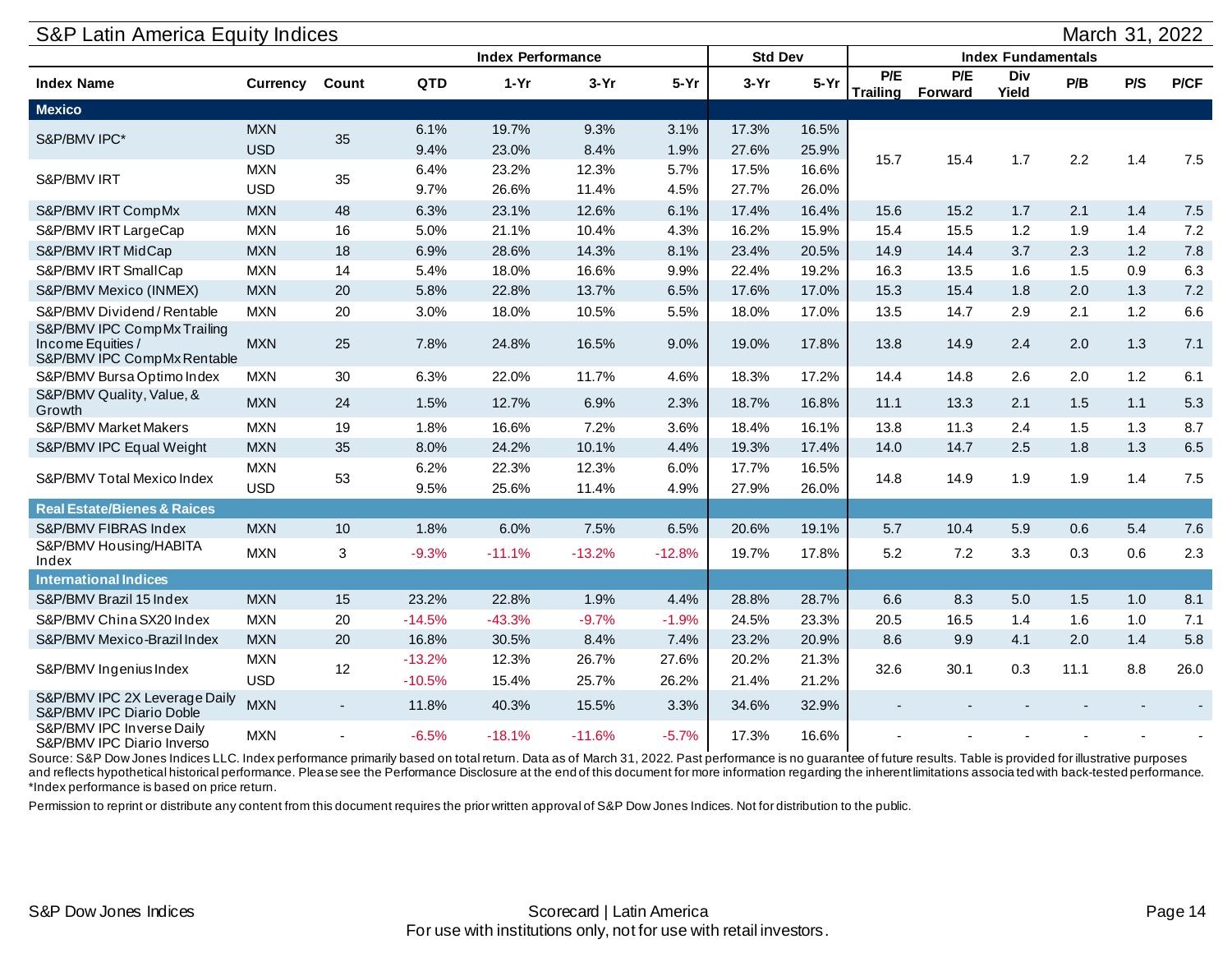## S&P Latin America Equity Indices

March 31, 2022

| Index Name | Currency | Count | Index Performance | | | | Std Dev | | Index Fundamentals | | | | | |
|---|---|---|---|---|---|---|---|---|---|---|---|---|---|---|
| | | | QTD | 1-Yr | 3-Yr | 5-Yr | 3-Yr | 5-Yr | P/E Trailing | P/E Forward | Div Yield | P/B | P/S | P/CF |
| **Mexico** | | | | | | | | | | | | | | |
| S&P/BMV IPC* | MXN | 35 | 6.1% | 19.7% | 9.3% | 3.1% | 17.3% | 16.5% | 15.7 | 15.4 | 1.7 | 2.2 | 1.4 | 7.5 |
| | USD | | 9.4% | 23.0% | 8.4% | 1.9% | 27.6% | 25.9% | | | | | | |
| S&P/BMV IRT | MXN | 35 | 6.4% | 23.2% | 12.3% | 5.7% | 17.5% | 16.6% | | | | | | |
| | USD | | 9.7% | 26.6% | 11.4% | 4.5% | 27.7% | 26.0% | | | | | | |
| S&P/BMV IRT CompMx | MXN | 48 | 6.3% | 23.1% | 12.6% | 6.1% | 17.4% | 16.4% | 15.6 | 15.2 | 1.7 | 2.1 | 1.4 | 7.5 |
| S&P/BMV IRT LargeCap | MXN | 16 | 5.0% | 21.1% | 10.4% | 4.3% | 16.2% | 15.9% | 15.4 | 15.5 | 1.2 | 1.9 | 1.4 | 7.2 |
| S&P/BMV IRT MidCap | MXN | 18 | 6.9% | 28.6% | 14.3% | 8.1% | 23.4% | 20.5% | 14.9 | 14.4 | 3.7 | 2.3 | 1.2 | 7.8 |
| S&P/BMV IRT SmallCap | MXN | 14 | 5.4% | 18.0% | 16.6% | 9.9% | 22.4% | 19.2% | 16.3 | 13.5 | 1.6 | 1.5 | 0.9 | 6.3 |
| S&P/BMV Mexico (INMEX) | MXN | 20 | 5.8% | 22.8% | 13.7% | 6.5% | 17.6% | 17.0% | 15.3 | 15.4 | 1.8 | 2.0 | 1.3 | 7.2 |
| S&P/BMV Dividend / Rentable | MXN | 20 | 3.0% | 18.0% | 10.5% | 5.5% | 18.0% | 17.0% | 13.5 | 14.7 | 2.9 | 2.1 | 1.2 | 6.6 |
| S&P/BMV IPC CompMx Trailing Income Equities / S&P/BMV IPC CompMx Rentable | MXN | 25 | 7.8% | 24.8% | 16.5% | 9.0% | 19.0% | 17.8% | 13.8 | 14.9 | 2.4 | 2.0 | 1.3 | 7.1 |
| S&P/BMV Bursa Optimo Index | MXN | 30 | 6.3% | 22.0% | 11.7% | 4.6% | 18.3% | 17.2% | 14.4 | 14.8 | 2.6 | 2.0 | 1.2 | 6.1 |
| S&P/BMV Quality, Value, & Growth | MXN | 24 | 1.5% | 12.7% | 6.9% | 2.3% | 18.7% | 16.8% | 11.1 | 13.3 | 2.1 | 1.5 | 1.1 | 5.3 |
| S&P/BMV Market Makers | MXN | 19 | 1.8% | 16.6% | 7.2% | 3.6% | 18.4% | 16.1% | 13.8 | 11.3 | 2.4 | 1.5 | 1.3 | 8.7 |
| S&P/BMV IPC Equal Weight | MXN | 35 | 8.0% | 24.2% | 10.1% | 4.4% | 19.3% | 17.4% | 14.0 | 14.7 | 2.5 | 1.8 | 1.3 | 6.5 |
| S&P/BMV Total Mexico Index | MXN | 53 | 6.2% | 22.3% | 12.3% | 6.0% | 17.7% | 16.5% | 14.8 | 14.9 | 1.9 | 1.9 | 1.4 | 7.5 |
| | USD | | 9.5% | 25.6% | 11.4% | 4.9% | 27.9% | 26.0% | | | | | | |
| **Real Estate/Bienes & Raices** | | | | | | | | | | | | | | |
| S&P/BMV FIBRAS Index | MXN | 10 | 1.8% | 6.0% | 7.5% | 6.5% | 20.6% | 19.1% | 5.7 | 10.4 | 5.9 | 0.6 | 5.4 | 7.6 |
| S&P/BMV Housing/HABITA Index | MXN | 3 | -9.3% | -11.1% | -13.2% | -12.8% | 19.7% | 17.8% | 5.2 | 7.2 | 3.3 | 0.3 | 0.6 | 2.3 |
| **International Indices** | | | | | | | | | | | | | | |
| S&P/BMV Brazil 15 Index | MXN | 15 | 23.2% | 22.8% | 1.9% | 4.4% | 28.8% | 28.7% | 6.6 | 8.3 | 5.0 | 1.5 | 1.0 | 8.1 |
| S&P/BMV China SX20 Index | MXN | 20 | -14.5% | -43.3% | -9.7% | -1.9% | 24.5% | 23.3% | 20.5 | 16.5 | 1.4 | 1.6 | 1.0 | 7.1 |
| S&P/BMV Mexico-Brazil Index | MXN | 20 | 16.8% | 30.5% | 8.4% | 7.4% | 23.2% | 20.9% | 8.6 | 9.9 | 4.1 | 2.0 | 1.4 | 5.8 |
| S&P/BMV Ingenius Index | MXN | 12 | -13.2% | 12.3% | 26.7% | 27.6% | 20.2% | 21.3% | 32.6 | 30.1 | 0.3 | 11.1 | 8.8 | 26.0 |
| | USD | | -10.5% | 15.4% | 25.7% | 26.2% | 21.4% | 21.2% | | | | | | |
| S&P/BMV IPC 2X Leverage Daily S&P/BMV IPC Diario Doble | MXN | - | 11.8% | 40.3% | 15.5% | 3.3% | 34.6% | 32.9% | - | - | - | - | - | - |
| S&P/BMV IPC Inverse Daily S&P/BMV IPC Diario Inverso | MXN | - | -6.5% | -18.1% | -11.6% | -5.7% | 17.3% | 16.6% | - | - | - | - | - | - |

Source: S&P Dow Jones Indices LLC. Index performance primarily based on total return. Data as of March 31, 2022. Past performance is no guarantee of future results. Table is provided for illustrative purposes and reflects hypothetical historical performance. Please see the Performance Disclosure at the end of this document for more information regarding the inherent limitations associated with back-tested performance.
*Index performance is based on price return.

Permission to reprint or distribute any content from this document requires the prior written approval of S&P Dow Jones Indices. Not for distribution to the public.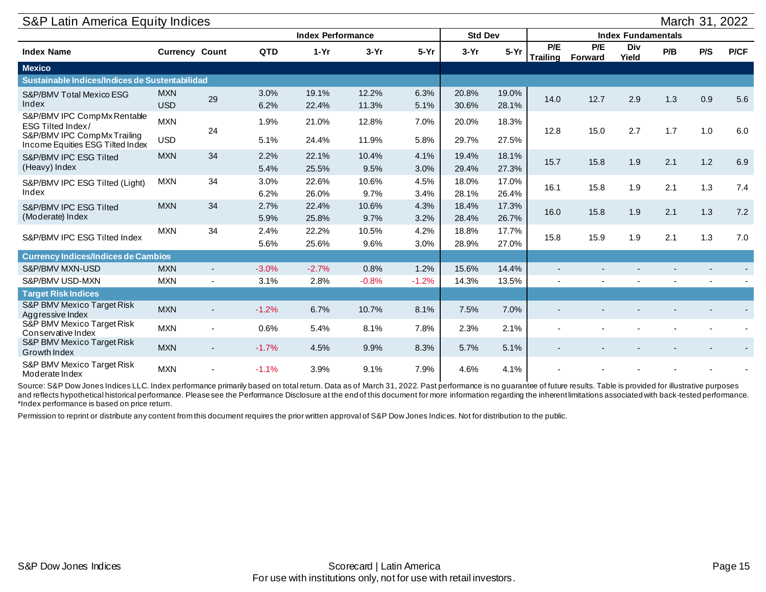## S&P Latin America Equity Indices

March 31, 2022

| Index Name | Currency | Count | Index Performance | | | | Std Dev | | Index Fundamentals | | | | | |
|---|---|---|---|---|---|---|---|---|---|---|---|---|---|---|
| | | | QTD | 1-Yr | 3-Yr | 5-Yr | 3-Yr | 5-Yr | P/E Trailing | P/E Forward | Div Yield | P/B | P/S | P/CF |
| **Mexico** | | | | | | | | | | | | | | |
| **Sustainable Indices/Indices de Sustentabilidad** | | | | | | | | | | | | | | |
| S&P/BMV Total Mexico ESG Index | MXN | 29 | 3.0% | 19.1% | 12.2% | 6.3% | 20.8% | 19.0% | 14.0 | 12.7 | 2.9 | 1.3 | 0.9 | 5.6 |
| | USD | | 6.2% | 22.4% | 11.3% | 5.1% | 30.6% | 28.1% | | | | | | |
| S&P/BMV IPC CompMx Rentable ESG Tilted Index / S&P/BMV IPC CompMx Trailing Income Equities ESG Tilted Index | MXN | 24 | 1.9% | 21.0% | 12.8% | 7.0% | 20.0% | 18.3% | 12.8 | 15.0 | 2.7 | 1.7 | 1.0 | 6.0 |
| | USD | | 5.1% | 24.4% | 11.9% | 5.8% | 29.7% | 27.5% | | | | | | |
| S&P/BMV IPC ESG Tilted (Heavy) Index | MXN | 34 | 2.2% | 22.1% | 10.4% | 4.1% | 19.4% | 18.1% | 15.7 | 15.8 | 1.9 | 2.1 | 1.2 | 6.9 |
| | | | 5.4% | 25.5% | 9.5% | 3.0% | 29.4% | 27.3% | | | | | | |
| S&P/BMV IPC ESG Tilted (Light) Index | MXN | 34 | 3.0% | 22.6% | 10.6% | 4.5% | 18.0% | 17.0% | 16.1 | 15.8 | 1.9 | 2.1 | 1.3 | 7.4 |
| | | | 6.2% | 26.0% | 9.7% | 3.4% | 28.1% | 26.4% | | | | | | |
| S&P/BMV IPC ESG Tilted (Moderate) Index | MXN | 34 | 2.7% | 22.4% | 10.6% | 4.3% | 18.4% | 17.3% | 16.0 | 15.8 | 1.9 | 2.1 | 1.3 | 7.2 |
| | | | 5.9% | 25.8% | 9.7% | 3.2% | 28.4% | 26.7% | | | | | | |
| S&P/BMV IPC ESG Tilted Index | MXN | 34 | 2.4% | 22.2% | 10.5% | 4.2% | 18.8% | 17.7% | 15.8 | 15.9 | 1.9 | 2.1 | 1.3 | 7.0 |
| | | | 5.6% | 25.6% | 9.6% | 3.0% | 28.9% | 27.0% | | | | | | |
| **Currency Indices/Indices de Cambios** | | | | | | | | | | | | | | |
| S&P/BMV MXN-USD | MXN | - | -3.0% | -2.7% | 0.8% | 1.2% | 15.6% | 14.4% | - | - | - | - | - | - |
| S&P/BMV USD-MXN | MXN | - | 3.1% | 2.8% | -0.8% | -1.2% | 14.3% | 13.5% | - | - | - | - | - | - |
| **Target Risk Indices** | | | | | | | | | | | | | | |
| S&P BMV Mexico Target Risk Aggressive Index | MXN | - | -1.2% | 6.7% | 10.7% | 8.1% | 7.5% | 7.0% | - | - | - | - | - | - |
| S&P BMV Mexico Target Risk Conservative Index | MXN | - | 0.6% | 5.4% | 8.1% | 7.8% | 2.3% | 2.1% | - | - | - | - | - | - |
| S&P BMV Mexico Target Risk Growth Index | MXN | - | -1.7% | 4.5% | 9.9% | 8.3% | 5.7% | 5.1% | - | - | - | - | - | - |
| S&P BMV Mexico Target Risk Moderate Index | MXN | - | -1.1% | 3.9% | 9.1% | 7.9% | 4.6% | 4.1% | - | - | - | - | - | - |

Source: S&P Dow Jones Indices LLC. Index performance primarily based on total return. Data as of March 31, 2022. Past performance is no guarantee of future results. Table is provided for illustrative purposes and reflects hypothetical historical performance. Please see the Performance Disclosure at the end of this document for more information regarding the inherent limitations associated with back-tested performance. *Index performance is based on price return.

Permission to reprint or distribute any content from this document requires the prior written approval of S&P Dow Jones Indices. Not for distribution to the public.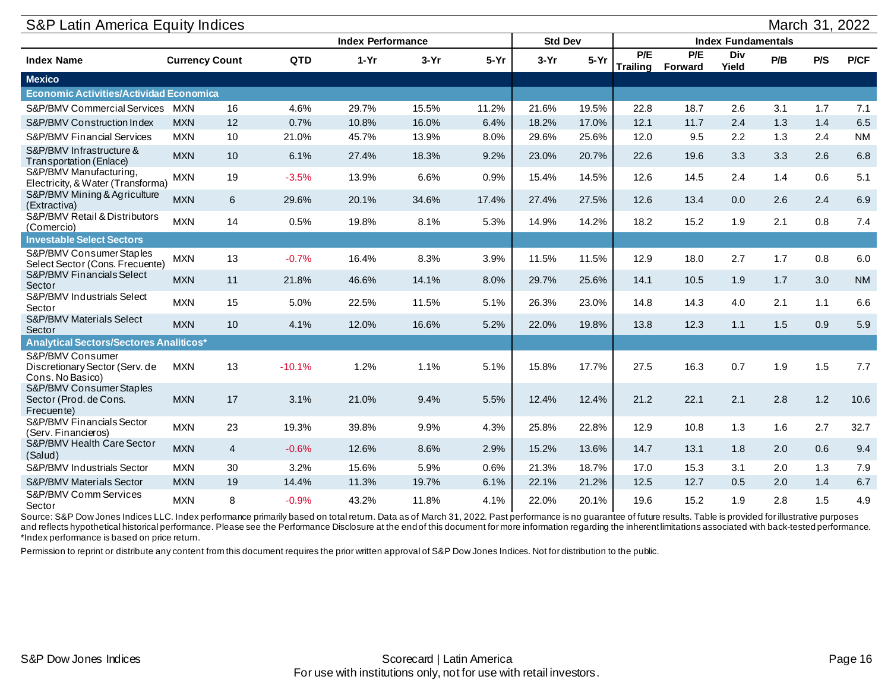## S&P Latin America Equity Indices

March 31, 2022

| Index Name | Currency | Count | Index Performance | | | | Std Dev | | Index Fundamentals | | | | | |
|---|---|---|---|---|---|---|---|---|---|---|---|---|---|---|
| | | | QTD | 1-Yr | 3-Yr | 5-Yr | 3-Yr | 5-Yr | P/E Trailing | P/E Forward | Div Yield | P/B | P/S | P/CF |
| **Mexico** | | | | | | | | | | | | | | |
| **Economic Activities/Actividad Economica** | | | | | | | | | | | | | | |
| S&P/BMV Commercial Services | MXN | 16 | 4.6% | 29.7% | 15.5% | 11.2% | 21.6% | 19.5% | 22.8 | 18.7 | 2.6 | 3.1 | 1.7 | 7.1 |
| S&P/BMV Construction Index | MXN | 12 | 0.7% | 10.8% | 16.0% | 6.4% | 18.2% | 17.0% | 12.1 | 11.7 | 2.4 | 1.3 | 1.4 | 6.5 |
| S&P/BMV Financial Services | MXN | 10 | 21.0% | 45.7% | 13.9% | 8.0% | 29.6% | 25.6% | 12.0 | 9.5 | 2.2 | 1.3 | 2.4 | NM |
| S&P/BMV Infrastructure & Transportation (Enlace) | MXN | 10 | 6.1% | 27.4% | 18.3% | 9.2% | 23.0% | 20.7% | 22.6 | 19.6 | 3.3 | 3.3 | 2.6 | 6.8 |
| S&P/BMV Manufacturing, Electricity, & Water (Transforma) | MXN | 19 | -3.5% | 13.9% | 6.6% | 0.9% | 15.4% | 14.5% | 12.6 | 14.5 | 2.4 | 1.4 | 0.6 | 5.1 |
| S&P/BMV Mining & Agriculture (Extractiva) | MXN | 6 | 29.6% | 20.1% | 34.6% | 17.4% | 27.4% | 27.5% | 12.6 | 13.4 | 0.0 | 2.6 | 2.4 | 6.9 |
| S&P/BMV Retail & Distributors (Comercio) | MXN | 14 | 0.5% | 19.8% | 8.1% | 5.3% | 14.9% | 14.2% | 18.2 | 15.2 | 1.9 | 2.1 | 0.8 | 7.4 |
| **Investable Select Sectors** | | | | | | | | | | | | | | |
| S&P/BMV Consumer Staples Select Sector (Cons. Frecuente) | MXN | 13 | -0.7% | 16.4% | 8.3% | 3.9% | 11.5% | 11.5% | 12.9 | 18.0 | 2.7 | 1.7 | 0.8 | 6.0 |
| S&P/BMV Financials Select Sector | MXN | 11 | 21.8% | 46.6% | 14.1% | 8.0% | 29.7% | 25.6% | 14.1 | 10.5 | 1.9 | 1.7 | 3.0 | NM |
| S&P/BMV Industrials Select Sector | MXN | 15 | 5.0% | 22.5% | 11.5% | 5.1% | 26.3% | 23.0% | 14.8 | 14.3 | 4.0 | 2.1 | 1.1 | 6.6 |
| S&P/BMV Materials Select Sector | MXN | 10 | 4.1% | 12.0% | 16.6% | 5.2% | 22.0% | 19.8% | 13.8 | 12.3 | 1.1 | 1.5 | 0.9 | 5.9 |
| **Analytical Sectors/Sectores Analiticos*** | | | | | | | | | | | | | | |
| S&P/BMV Consumer Discretionary Sector (Serv. de Cons. No Basico) | MXN | 13 | -10.1% | 1.2% | 1.1% | 5.1% | 15.8% | 17.7% | 27.5 | 16.3 | 0.7 | 1.9 | 1.5 | 7.7 |
| S&P/BMV Consumer Staples Sector (Prod. de Cons. Frecuente) | MXN | 17 | 3.1% | 21.0% | 9.4% | 5.5% | 12.4% | 12.4% | 21.2 | 22.1 | 2.1 | 2.8 | 1.2 | 10.6 |
| S&P/BMV Financials Sector (Serv. Financieros) | MXN | 23 | 19.3% | 39.8% | 9.9% | 4.3% | 25.8% | 22.8% | 12.9 | 10.8 | 1.3 | 1.6 | 2.7 | 32.7 |
| S&P/BMV Health Care Sector (Salud) | MXN | 4 | -0.6% | 12.6% | 8.6% | 2.9% | 15.2% | 13.6% | 14.7 | 13.1 | 1.8 | 2.0 | 0.6 | 9.4 |
| S&P/BMV Industrials Sector | MXN | 30 | 3.2% | 15.6% | 5.9% | 0.6% | 21.3% | 18.7% | 17.0 | 15.3 | 3.1 | 2.0 | 1.3 | 7.9 |
| S&P/BMV Materials Sector | MXN | 19 | 14.4% | 11.3% | 19.7% | 6.1% | 22.1% | 21.2% | 12.5 | 12.7 | 0.5 | 2.0 | 1.4 | 6.7 |
| S&P/BMV Comm Services Sector | MXN | 8 | -0.9% | 43.2% | 11.8% | 4.1% | 22.0% | 20.1% | 19.6 | 15.2 | 1.9 | 2.8 | 1.5 | 4.9 |

Source: S&P Dow Jones Indices LLC. Index performance primarily based on total return. Data as of March 31, 2022. Past performance is no guarantee of future results. Table is provided for illustrative purposes and reflects hypothetical historical performance. Please see the Performance Disclosure at the end of this document for more information regarding the inherent limitations associated with back-tested performance.
*Index performance is based on price return.

Permission to reprint or distribute any content from this document requires the prior written approval of S&P Dow Jones Indices. Not for distribution to the public.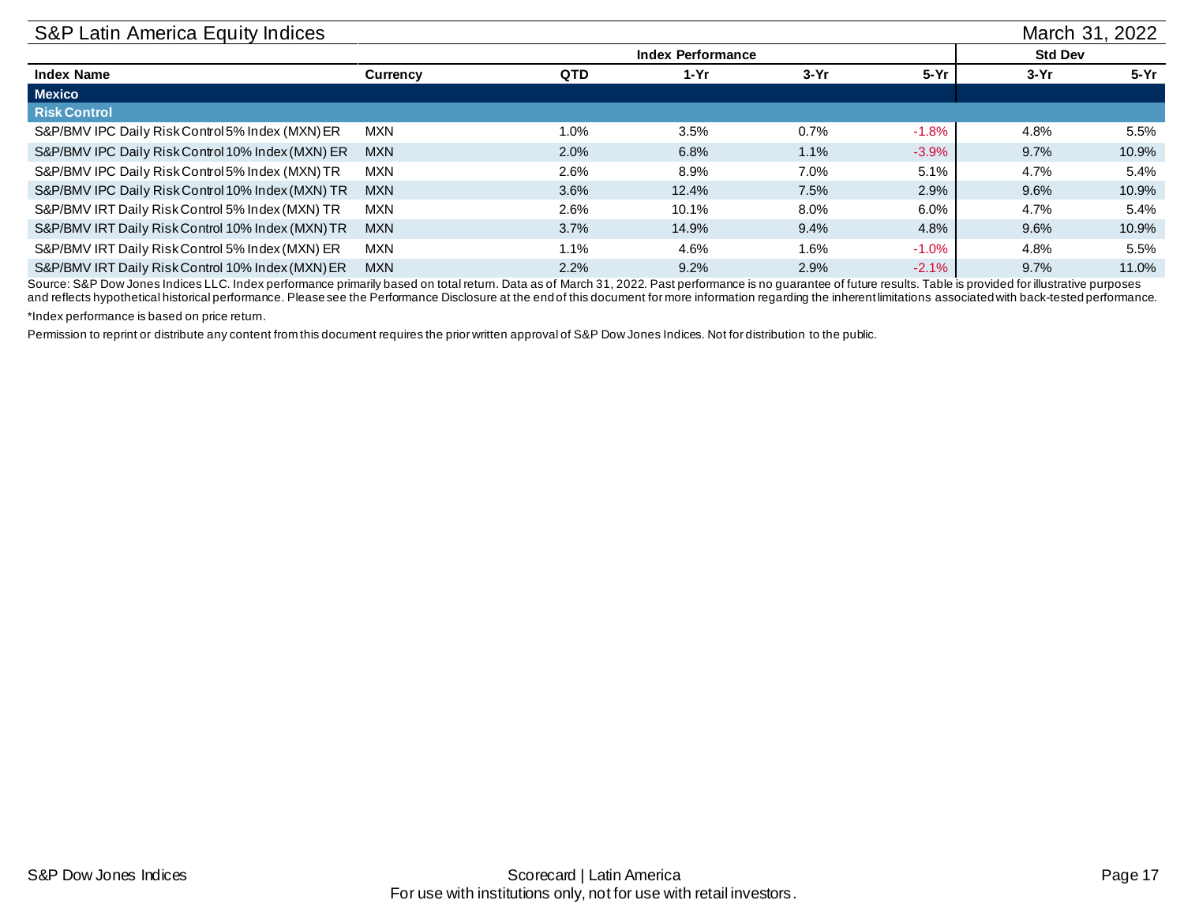## S&P Latin America Equity Indices

March 31, 2022

| Index Name | Currency | Index Performance | | | | Std Dev | |
|---|---|---|---|---|---|---|---|
| | | QTD | 1-Yr | 3-Yr | 5-Yr | 3-Yr | 5-Yr |
| **Mexico** | | | | | | | |
| **Risk Control** | | | | | | | |
| S&P/BMV IPC Daily Risk Control 5% Index (MXN) ER | MXN | 1.0% | 3.5% | 0.7% | -1.8% | 4.8% | 5.5% |
| S&P/BMV IPC Daily Risk Control 10% Index (MXN) ER | MXN | 2.0% | 6.8% | 1.1% | -3.9% | 9.7% | 10.9% |
| S&P/BMV IPC Daily Risk Control 5% Index (MXN) TR | MXN | 2.6% | 8.9% | 7.0% | 5.1% | 4.7% | 5.4% |
| S&P/BMV IPC Daily Risk Control 10% Index (MXN) TR | MXN | 3.6% | 12.4% | 7.5% | 2.9% | 9.6% | 10.9% |
| S&P/BMV IRT Daily Risk Control 5% Index (MXN) TR | MXN | 2.6% | 10.1% | 8.0% | 6.0% | 4.7% | 5.4% |
| S&P/BMV IRT Daily Risk Control 10% Index (MXN) TR | MXN | 3.7% | 14.9% | 9.4% | 4.8% | 9.6% | 10.9% |
| S&P/BMV IRT Daily Risk Control 5% Index (MXN) ER | MXN | 1.1% | 4.6% | 1.6% | -1.0% | 4.8% | 5.5% |
| S&P/BMV IRT Daily Risk Control 10% Index (MXN) ER | MXN | 2.2% | 9.2% | 2.9% | -2.1% | 9.7% | 11.0% |

Source: S&P Dow Jones Indices LLC. Index performance primarily based on total return. Data as of March 31, 2022. Past performance is no guarantee of future results. Table is provided for illustrative purposes and reflects hypothetical historical performance. Please see the Performance Disclosure at the end of this document for more information regarding the inherent limitations associated with back-tested performance.

*Index performance is based on price return.

Permission to reprint or distribute any content from this document requires the prior written approval of S&P Dow Jones Indices. Not for distribution to the public.

S&P Dow Jones Indices

Scorecard | Latin America

For use with institutions only, not for use with retail investors.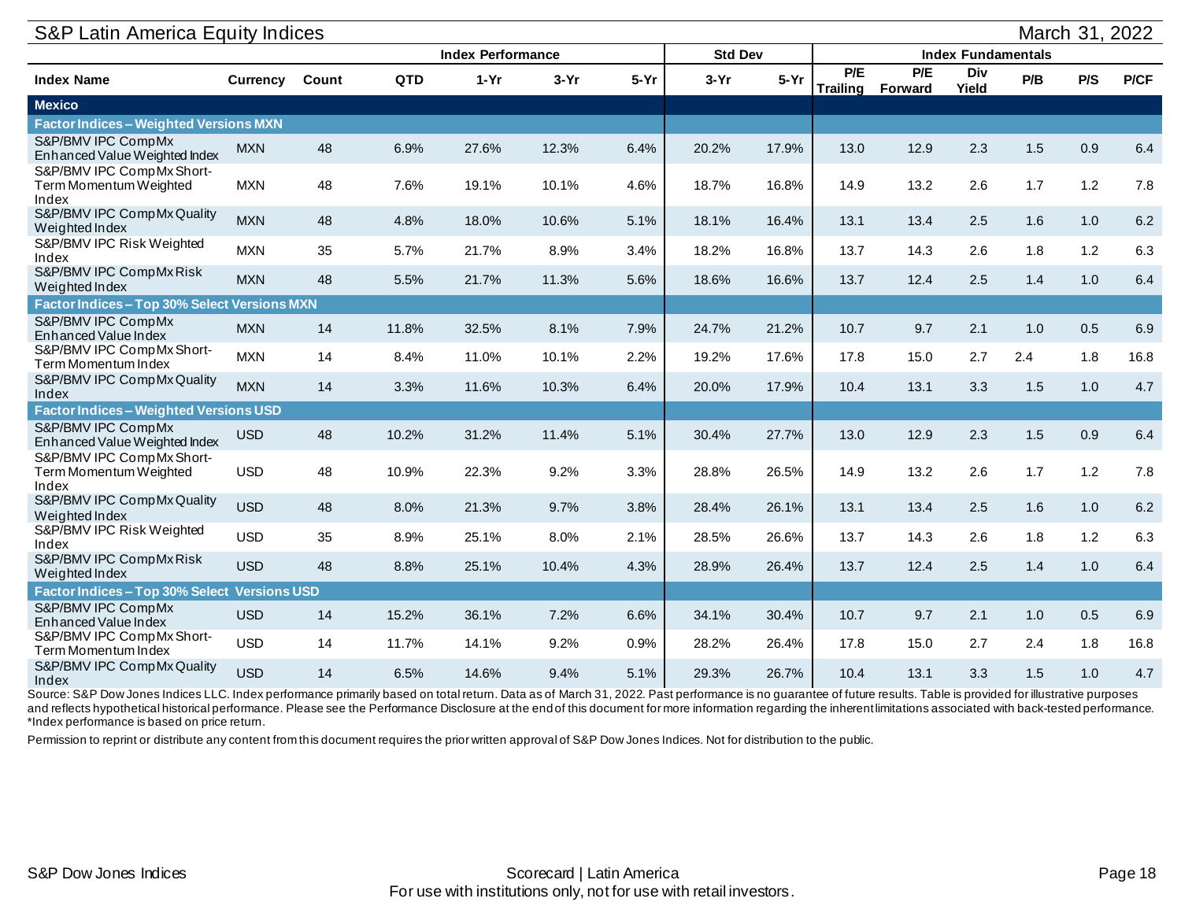## S&P Latin America Equity Indices

March 31, 2022

| Index Name | Currency | Count | Index Performance | | | | Std Dev | | Index Fundamentals | | | | | |
|---|---|---|---|---|---|---|---|---|---|---|---|---|---|---|
| | | | QTD | 1-Yr | 3-Yr | 5-Yr | 3-Yr | 5-Yr | P/E Trailing | P/E Forward | Div Yield | P/B | P/S | P/CF |
| **Mexico** | | | | | | | | | | | | | | |
| **Factor Indices – Weighted Versions MXN** | | | | | | | | | | | | | | |
| S&P/BMV IPC CompMx Enhanced Value Weighted Index | MXN | 48 | 6.9% | 27.6% | 12.3% | 6.4% | 20.2% | 17.9% | 13.0 | 12.9 | 2.3 | 1.5 | 0.9 | 6.4 |
| S&P/BMV IPC CompMx Short-Term Momentum Weighted Index | MXN | 48 | 7.6% | 19.1% | 10.1% | 4.6% | 18.7% | 16.8% | 14.9 | 13.2 | 2.6 | 1.7 | 1.2 | 7.8 |
| S&P/BMV IPC CompMx Quality Weighted Index | MXN | 48 | 4.8% | 18.0% | 10.6% | 5.1% | 18.1% | 16.4% | 13.1 | 13.4 | 2.5 | 1.6 | 1.0 | 6.2 |
| S&P/BMV IPC Risk Weighted Index | MXN | 35 | 5.7% | 21.7% | 8.9% | 3.4% | 18.2% | 16.8% | 13.7 | 14.3 | 2.6 | 1.8 | 1.2 | 6.3 |
| S&P/BMV IPC CompMx Risk Weighted Index | MXN | 48 | 5.5% | 21.7% | 11.3% | 5.6% | 18.6% | 16.6% | 13.7 | 12.4 | 2.5 | 1.4 | 1.0 | 6.4 |
| **Factor Indices – Top 30% Select Versions MXN** | | | | | | | | | | | | | | |
| S&P/BMV IPC CompMx Enhanced Value Index | MXN | 14 | 11.8% | 32.5% | 8.1% | 7.9% | 24.7% | 21.2% | 10.7 | 9.7 | 2.1 | 1.0 | 0.5 | 6.9 |
| S&P/BMV IPC CompMx Short-Term Momentum Index | MXN | 14 | 8.4% | 11.0% | 10.1% | 2.2% | 19.2% | 17.6% | 17.8 | 15.0 | 2.7 | 2.4 | 1.8 | 16.8 |
| S&P/BMV IPC CompMx Quality Index | MXN | 14 | 3.3% | 11.6% | 10.3% | 6.4% | 20.0% | 17.9% | 10.4 | 13.1 | 3.3 | 1.5 | 1.0 | 4.7 |
| **Factor Indices – Weighted Versions USD** | | | | | | | | | | | | | | |
| S&P/BMV IPC CompMx Enhanced Value Weighted Index | USD | 48 | 10.2% | 31.2% | 11.4% | 5.1% | 30.4% | 27.7% | 13.0 | 12.9 | 2.3 | 1.5 | 0.9 | 6.4 |
| S&P/BMV IPC CompMx Short-Term Momentum Weighted Index | USD | 48 | 10.9% | 22.3% | 9.2% | 3.3% | 28.8% | 26.5% | 14.9 | 13.2 | 2.6 | 1.7 | 1.2 | 7.8 |
| S&P/BMV IPC CompMx Quality Weighted Index | USD | 48 | 8.0% | 21.3% | 9.7% | 3.8% | 28.4% | 26.1% | 13.1 | 13.4 | 2.5 | 1.6 | 1.0 | 6.2 |
| S&P/BMV IPC Risk Weighted Index | USD | 35 | 8.9% | 25.1% | 8.0% | 2.1% | 28.5% | 26.6% | 13.7 | 14.3 | 2.6 | 1.8 | 1.2 | 6.3 |
| S&P/BMV IPC CompMx Risk Weighted Index | USD | 48 | 8.8% | 25.1% | 10.4% | 4.3% | 28.9% | 26.4% | 13.7 | 12.4 | 2.5 | 1.4 | 1.0 | 6.4 |
| **Factor Indices – Top 30% Select Versions USD** | | | | | | | | | | | | | | |
| S&P/BMV IPC CompMx Enhanced Value Index | USD | 14 | 15.2% | 36.1% | 7.2% | 6.6% | 34.1% | 30.4% | 10.7 | 9.7 | 2.1 | 1.0 | 0.5 | 6.9 |
| S&P/BMV IPC CompMx Short-Term Momentum Index | USD | 14 | 11.7% | 14.1% | 9.2% | 0.9% | 28.2% | 26.4% | 17.8 | 15.0 | 2.7 | 2.4 | 1.8 | 16.8 |
| S&P/BMV IPC CompMx Quality Index | USD | 14 | 6.5% | 14.6% | 9.4% | 5.1% | 29.3% | 26.7% | 10.4 | 13.1 | 3.3 | 1.5 | 1.0 | 4.7 |

Source: S&P Dow Jones Indices LLC. Index performance primarily based on total return. Data as of March 31, 2022. Past performance is no guarantee of future results. Table is provided for illustrative purposes and reflects hypothetical historical performance. Please see the Performance Disclosure at the end of this document for more information regarding the inherent limitations associated with back-tested performance.
*Index performance is based on price return.

Permission to reprint or distribute any content from this document requires the prior written approval of S&P Dow Jones Indices. Not for distribution to the public.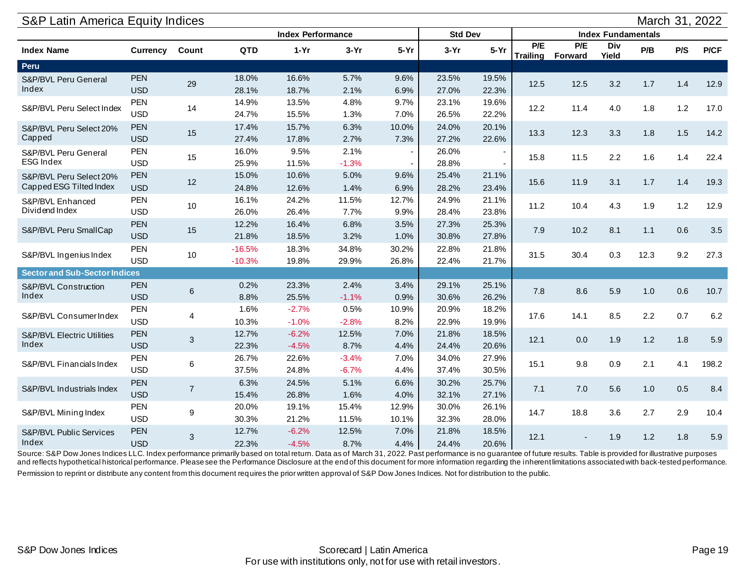## S&P Latin America Equity Indices

March 31, 2022

| Index Name | Currency | Count | Index Performance | | | | Std Dev | | Index Fundamentals | | | | | |
|---|---|---|---|---|---|---|---|---|---|---|---|---|---|---|
| | | | QTD | 1-Yr | 3-Yr | 5-Yr | 3-Yr | 5-Yr | P/E Trailing | P/E Forward | Div Yield | P/B | P/S | P/CF |
| **Peru** | | | | | | | | | | | | | | |
| S&P/BVL Peru General Index | PEN | 29 | 18.0% | 16.6% | 5.7% | 9.6% | 23.5% | 19.5% | 12.5 | 12.5 | 3.2 | 1.7 | 1.4 | 12.9 |
| | USD | | 28.1% | 18.7% | 2.1% | 6.9% | 27.0% | 22.3% | | | | | | |
| S&P/BVL Peru Select Index | PEN | 14 | 14.9% | 13.5% | 4.8% | 9.7% | 23.1% | 19.6% | 12.2 | 11.4 | 4.0 | 1.8 | 1.2 | 17.0 |
| | USD | | 24.7% | 15.5% | 1.3% | 7.0% | 26.5% | 22.2% | | | | | | |
| S&P/BVL Peru Select 20% Capped | PEN | 15 | 17.4% | 15.7% | 6.3% | 10.0% | 24.0% | 20.1% | 13.3 | 12.3 | 3.3 | 1.8 | 1.5 | 14.2 |
| | USD | | 27.4% | 17.8% | 2.7% | 7.3% | 27.2% | 22.6% | | | | | | |
| S&P/BVL Peru General ESG Index | PEN | 15 | 16.0% | 9.5% | 2.1% | - | 26.0% | - | 15.8 | 11.5 | 2.2 | 1.6 | 1.4 | 22.4 |
| | USD | | 25.9% | 11.5% | -1.3% | - | 28.8% | - | | | | | | |
| S&P/BVL Peru Select 20% Capped ESG Tilted Index | PEN | 12 | 15.0% | 10.6% | 5.0% | 9.6% | 25.4% | 21.1% | 15.6 | 11.9 | 3.1 | 1.7 | 1.4 | 19.3 |
| | USD | | 24.8% | 12.6% | 1.4% | 6.9% | 28.2% | 23.4% | | | | | | |
| S&P/BVL Enhanced Dividend Index | PEN | 10 | 16.1% | 24.2% | 11.5% | 12.7% | 24.9% | 21.1% | 11.2 | 10.4 | 4.3 | 1.9 | 1.2 | 12.9 |
| | USD | | 26.0% | 26.4% | 7.7% | 9.9% | 28.4% | 23.8% | | | | | | |
| S&P/BVL Peru SmallCap | PEN | 15 | 12.2% | 16.4% | 6.8% | 3.5% | 27.3% | 25.3% | 7.9 | 10.2 | 8.1 | 1.1 | 0.6 | 3.5 |
| | USD | | 21.8% | 18.5% | 3.2% | 1.0% | 30.8% | 27.8% | | | | | | |
| S&P/BVL Ingenius Index | PEN | 10 | -16.5% | 18.3% | 34.8% | 30.2% | 22.8% | 21.8% | 31.5 | 30.4 | 0.3 | 12.3 | 9.2 | 27.3 |
| | USD | | -10.3% | 19.8% | 29.9% | 26.8% | 22.4% | 21.7% | | | | | | |
| **Sector and Sub-Sector Indices** | | | | | | | | | | | | | | |
| S&P/BVL Construction Index | PEN | 6 | 0.2% | 23.3% | 2.4% | 3.4% | 29.1% | 25.1% | 7.8 | 8.6 | 5.9 | 1.0 | 0.6 | 10.7 |
| | USD | | 8.8% | 25.5% | -1.1% | 0.9% | 30.6% | 26.2% | | | | | | |
| S&P/BVL Consumer Index | PEN | 4 | 1.6% | -2.7% | 0.5% | 10.9% | 20.9% | 18.2% | 17.6 | 14.1 | 8.5 | 2.2 | 0.7 | 6.2 |
| | USD | | 10.3% | -1.0% | -2.8% | 8.2% | 22.9% | 19.9% | | | | | | |
| S&P/BVL Electric Utilities Index | PEN | 3 | 12.7% | -6.2% | 12.5% | 7.0% | 21.8% | 18.5% | 12.1 | 0.0 | 1.9 | 1.2 | 1.8 | 5.9 |
| | USD | | 22.3% | -4.5% | 8.7% | 4.4% | 24.4% | 20.6% | | | | | | |
| S&P/BVL Financials Index | PEN | 6 | 26.7% | 22.6% | -3.4% | 7.0% | 34.0% | 27.9% | 15.1 | 9.8 | 0.9 | 2.1 | 4.1 | 198.2 |
| | USD | | 37.5% | 24.8% | -6.7% | 4.4% | 37.4% | 30.5% | | | | | | |
| S&P/BVL Industrials Index | PEN | 7 | 6.3% | 24.5% | 5.1% | 6.6% | 30.2% | 25.7% | 7.1 | 7.0 | 5.6 | 1.0 | 0.5 | 8.4 |
| | USD | | 15.4% | 26.8% | 1.6% | 4.0% | 32.1% | 27.1% | | | | | | |
| S&P/BVL Mining Index | PEN | 9 | 20.0% | 19.1% | 15.4% | 12.9% | 30.0% | 26.1% | 14.7 | 18.8 | 3.6 | 2.7 | 2.9 | 10.4 |
| | USD | | 30.3% | 21.2% | 11.5% | 10.1% | 32.3% | 28.0% | | | | | | |
| S&P/BVL Public Services Index | PEN | 3 | 12.7% | -6.2% | 12.5% | 7.0% | 21.8% | 18.5% | 12.1 | - | 1.9 | 1.2 | 1.8 | 5.9 |
| | USD | | 22.3% | -4.5% | 8.7% | 4.4% | 24.4% | 20.6% | | | | | | |

Source: S&P Dow Jones Indices LLC. Index performance primarily based on total return. Data as of March 31, 2022. Past performance is no guarantee of future results. Table is provided for illustrative purposes and reflects hypothetical historical performance. Please see the Performance Disclosure at the end of this document for more information regarding the inherent limitations associated with back-tested performance.

Permission to reprint or distribute any content from this document requires the prior written approval of S&P Dow Jones Indices. Not for distribution to the public.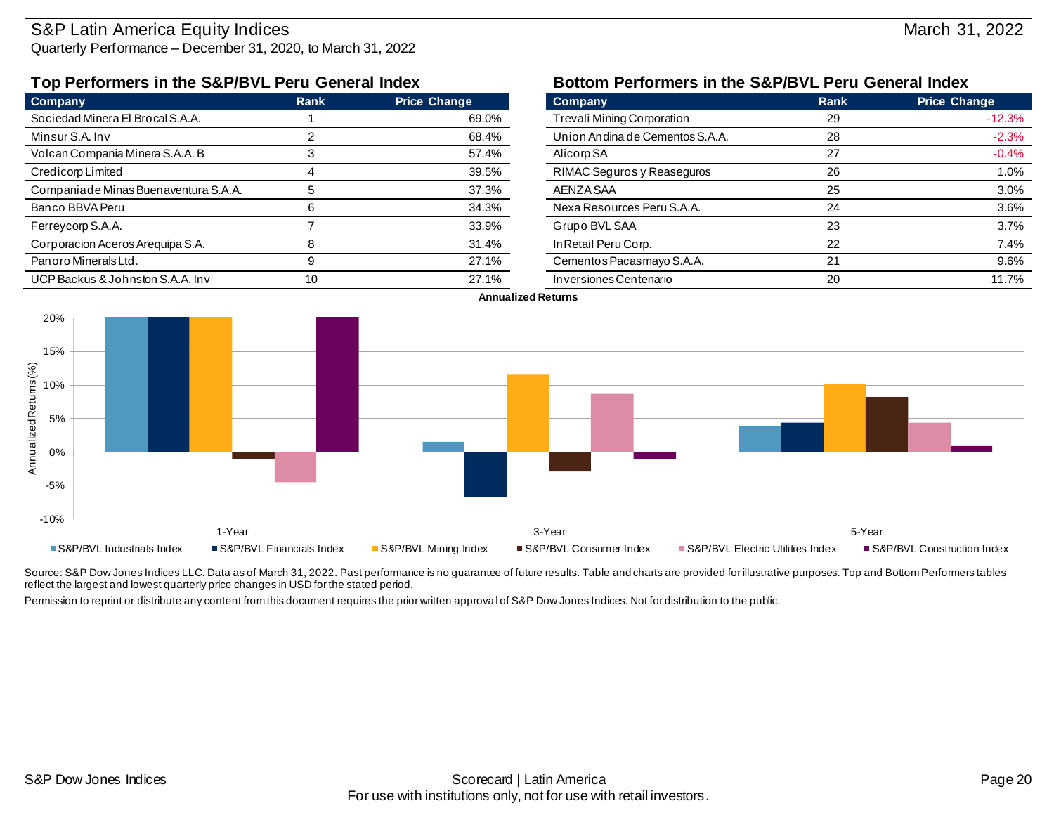# S&P Latin America Equity Indices

March 31, 2022

Quarterly Performance – December 31, 2020, to March 31, 2022

## Top Performers in the S&P/BVL Peru General Index

| Company | Rank | Price Change |
|---|---|---|
| Sociedad Minera El Brocal S.A.A. | 1 | 69.0% |
| Minsur S.A. Inv | 2 | 68.4% |
| Volcan Compania Minera S.A.A. B | 3 | 57.4% |
| Credicorp Limited | 4 | 39.5% |
| Compania de Minas Buenaventura S.A.A. | 5 | 37.3% |
| Banco BBVA Peru | 6 | 34.3% |
| Ferreycorp S.A.A. | 7 | 33.9% |
| Corporacion Aceros Arequipa S.A. | 8 | 31.4% |
| Panoro Minerals Ltd. | 9 | 27.1% |
| UCP Backus & Johnston S.A.A. Inv | 10 | 27.1% |

## Bottom Performers in the S&P/BVL Peru General Index

| Company | Rank | Price Change |
|---|---|---|
| Trevali Mining Corporation | 29 | -12.3% |
| Union Andina de Cementos S.A.A. | 28 | -2.3% |
| Alicorp SA | 27 | -0.4% |
| RIMAC Seguros y Reaseguros | 26 | 1.0% |
| AENZA SAA | 25 | 3.0% |
| Nexa Resources Peru S.A.A. | 24 | 3.6% |
| Grupo BVL SAA | 23 | 3.7% |
| InRetail Peru Corp. | 22 | 7.4% |
| Cementos Pacasmayo S.A.A. | 21 | 9.6% |
| Inversiones Centenario | 20 | 11.7% |

**Annualized Returns**

Annualized Returns (%)

1-Year | 3-Year | 5-Year

■ S&P/BVL Industrials Index ■ S&P/BVL Financials Index ■ S&P/BVL Mining Index ■ S&P/BVL Consumer Index ■ S&P/BVL Electric Utilities Index ■ S&P/BVL Construction Index

Source: S&P Dow Jones Indices LLC. Data as of March 31, 2022. Past performance is no guarantee of future results. Table and charts are provided for illustrative purposes. Top and Bottom Performers tables reflect the largest and lowest quarterly price changes in USD for the stated period.

Permission to reprint or distribute any content from this document requires the prior written approval of S&P Dow Jones Indices. Not for distribution to the public.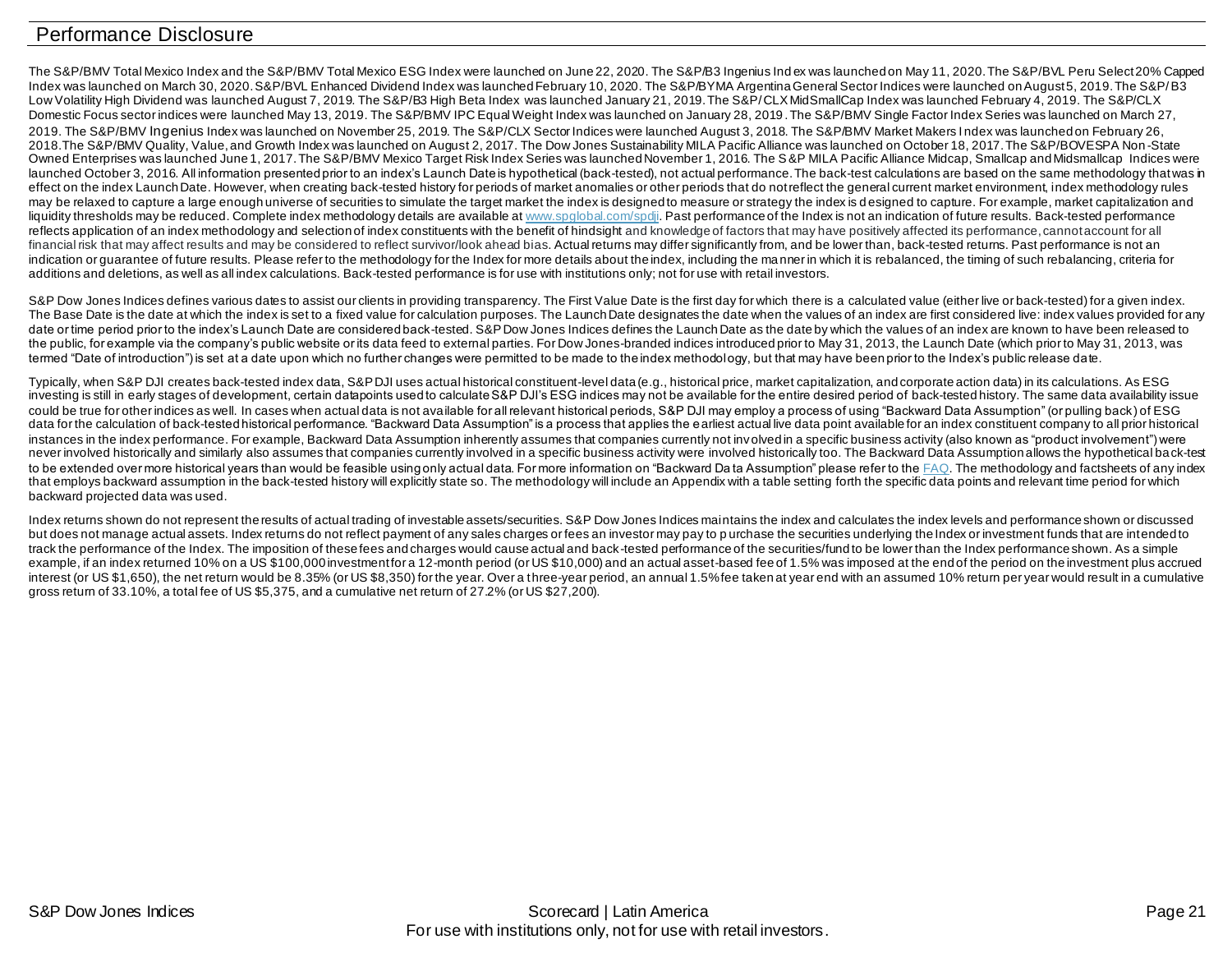# Performance Disclosure

The S&P/BMV Total Mexico Index and the S&P/BMV Total Mexico ESG Index were launched on June 22, 2020. The S&P/B3 Ingenius Index was launched on May 11, 2020. The S&P/BVL Peru Select 20% Capped Index was launched on March 30, 2020. S&P/BVL Enhanced Dividend Index was launched February 10, 2020. The S&P/BYMA Argentina General Sector Indices were launched on August 5, 2019. The S&P/B3 Low Volatility High Dividend was launched August 7, 2019. The S&P/B3 High Beta Index was launched January 21, 2019. The S&P/CLX MidSmallCap Index was launched February 4, 2019. The S&P/CLX Domestic Focus sector indices were launched May 13, 2019. The S&P/BMV IPC Equal Weight Index was launched on January 28, 2019. The S&P/BMV Single Factor Index Series was launched on March 27, 2019. The S&P/BMV Ingenius Index was launched on November 25, 2019. The S&P/CLX Sector Indices were launched August 3, 2018. The S&P/BMV Market Makers Index was launched on February 26, 2018. The S&P/BMV Quality, Value, and Growth Index was launched on August 2, 2017. The Dow Jones Sustainability MILA Pacific Alliance was launched on October 18, 2017. The S&P/BOVESPA Non-State Owned Enterprises was launched June 1, 2017. The S&P/BMV Mexico Target Risk Index Series was launched November 1, 2016. The S&P MILA Pacific Alliance Midcap, Smallcap and Midsmallcap Indices were launched October 3, 2016. All information presented prior to an index's Launch Date is hypothetical (back-tested), not actual performance. The back-test calculations are based on the same methodology that was in effect on the index Launch Date. However, when creating back-tested history for periods of market anomalies or other periods that do not reflect the general current market environment, index methodology rules may be relaxed to capture a large enough universe of securities to simulate the target market the index is designed to measure or strategy the index is designed to capture. For example, market capitalization and liquidity thresholds may be reduced. Complete index methodology details are available at www.spglobal.com/spdji. Past performance of the Index is not an indication of future results. Back-tested performance reflects application of an index methodology and selection of index constituents with the benefit of hindsight and knowledge of factors that may have positively affected its performance, cannot account for all financial risk that may affect results and may be considered to reflect survivor/look ahead bias. Actual returns may differ significantly from, and be lower than, back-tested returns. Past performance is not an indication or guarantee of future results. Please refer to the methodology for the Index for more details about the index, including the manner in which it is rebalanced, the timing of such rebalancing, criteria for additions and deletions, as well as all index calculations. Back-tested performance is for use with institutions only; not for use with retail investors.

S&P Dow Jones Indices defines various dates to assist our clients in providing transparency. The First Value Date is the first day for which there is a calculated value (either live or back-tested) for a given index. The Base Date is the date at which the index is set to a fixed value for calculation purposes. The Launch Date designates the date when the values of an index are first considered live: index values provided for any date or time period prior to the index's Launch Date are considered back-tested. S&P Dow Jones Indices defines the Launch Date as the date by which the values of an index are known to have been released to the public, for example via the company's public website or its data feed to external parties. For Dow Jones-branded indices introduced prior to May 31, 2013, the Launch Date (which prior to May 31, 2013, was termed "Date of introduction") is set at a date upon which no further changes were permitted to be made to the index methodology, but that may have been prior to the Index's public release date.

Typically, when S&P DJI creates back-tested index data, S&P DJI uses actual historical constituent-level data (e.g., historical price, market capitalization, and corporate action data) in its calculations. As ESG investing is still in early stages of development, certain datapoints used to calculate S&P DJI's ESG indices may not be available for the entire desired period of back-tested history. The same data availability issue could be true for other indices as well. In cases when actual data is not available for all relevant historical periods, S&P DJI may employ a process of using "Backward Data Assumption" (or pulling back) of ESG data for the calculation of back-tested historical performance. "Backward Data Assumption" is a process that applies the earliest actual live data point available for an index constituent company to all prior historical instances in the index performance. For example, Backward Data Assumption inherently assumes that companies currently not involved in a specific business activity (also known as "product involvement") were never involved historically and similarly also assumes that companies currently involved in a specific business activity were involved historically too. The Backward Data Assumption allows the hypothetical back-test to be extended over more historical years than would be feasible using only actual data. For more information on "Backward Data Assumption" please refer to the FAQ. The methodology and factsheets of any index that employs backward assumption in the back-tested history will explicitly state so. The methodology will include an Appendix with a table setting forth the specific data points and relevant time period for which backward projected data was used.

Index returns shown do not represent the results of actual trading of investable assets/securities. S&P Dow Jones Indices maintains the index and calculates the index levels and performance shown or discussed but does not manage actual assets. Index returns do not reflect payment of any sales charges or fees an investor may pay to purchase the securities underlying the Index or investment funds that are intended to track the performance of the Index. The imposition of these fees and charges would cause actual and back-tested performance of the securities/fund to be lower than the Index performance shown. As a simple example, if an index returned 10% on a US $100,000 investment for a 12-month period (or US $10,000) and an actual asset-based fee of 1.5% was imposed at the end of the period on the investment plus accrued interest (or US $1,650), the net return would be 8.35% (or US $8,350) for the year. Over a three-year period, an annual 1.5% fee taken at year end with an assumed 10% return per year would result in a cumulative gross return of 33.10%, a total fee of US $5,375, and a cumulative net return of 27.2% (or US $27,200).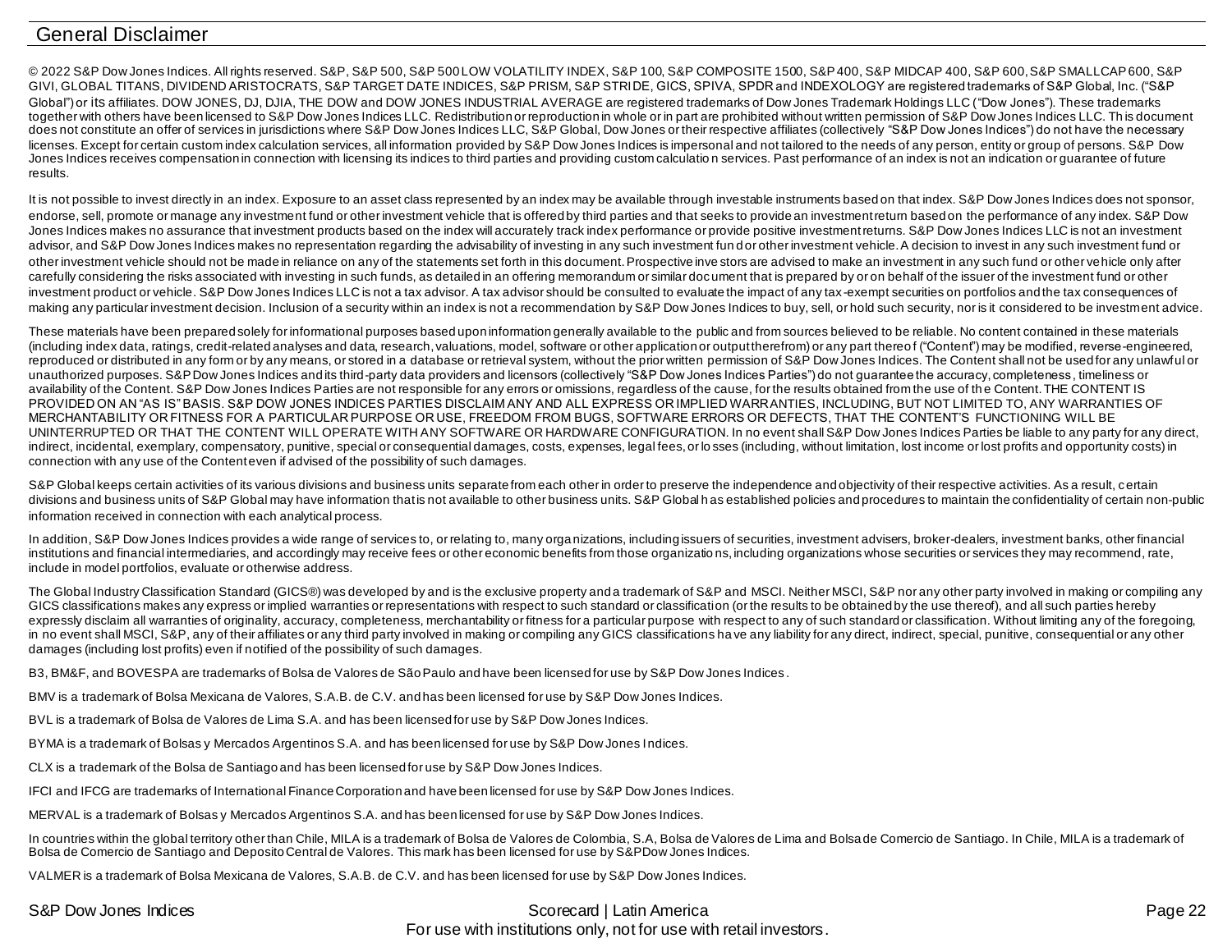## General Disclaimer

© 2022 S&P Dow Jones Indices. All rights reserved. S&P, S&P 500, S&P 500 LOW VOLATILITY INDEX, S&P 100, S&P COMPOSITE 1500, S&P 400, S&P MIDCAP 400, S&P 600, S&P SMALLCAP 600, S&P GIVI, GLOBAL TITANS, DIVIDEND ARISTOCRATS, S&P TARGET DATE INDICES, S&P PRISM, S&P STRIDE, GICS, SPIVA, SPDR and INDEXOLOGY are registered trademarks of S&P Global, Inc. ("S&P Global") or its affiliates. DOW JONES, DJ, DJIA, THE DOW and DOW JONES INDUSTRIAL AVERAGE are registered trademarks of Dow Jones Trademark Holdings LLC ("Dow Jones"). These trademarks together with others have been licensed to S&P Dow Jones Indices LLC. Redistribution or reproduction in whole or in part are prohibited without written permission of S&P Dow Jones Indices LLC. This document does not constitute an offer of services in jurisdictions where S&P Dow Jones Indices LLC, S&P Global, Dow Jones or their respective affiliates (collectively "S&P Dow Jones Indices") do not have the necessary licenses. Except for certain custom index calculation services, all information provided by S&P Dow Jones Indices is impersonal and not tailored to the needs of any person, entity or group of persons. S&P Dow Jones Indices receives compensation in connection with licensing its indices to third parties and providing custom calculation services. Past performance of an index is not an indication or guarantee of future results.

It is not possible to invest directly in an index. Exposure to an asset class represented by an index may be available through investable instruments based on that index. S&P Dow Jones Indices does not sponsor, endorse, sell, promote or manage any investment fund or other investment vehicle that is offered by third parties and that seeks to provide an investment return based on the performance of any index. S&P Dow Jones Indices makes no assurance that investment products based on the index will accurately track index performance or provide positive investment returns. S&P Dow Jones Indices LLC is not an investment advisor, and S&P Dow Jones Indices makes no representation regarding the advisability of investing in any such investment fund or other investment vehicle. A decision to invest in any such investment fund or other investment vehicle should not be made in reliance on any of the statements set forth in this document. Prospective investors are advised to make an investment in any such fund or other vehicle only after carefully considering the risks associated with investing in such funds, as detailed in an offering memorandum or similar document that is prepared by or on behalf of the issuer of the investment fund or other investment product or vehicle. S&P Dow Jones Indices LLC is not a tax advisor. A tax advisor should be consulted to evaluate the impact of any tax-exempt securities on portfolios and the tax consequences of making any particular investment decision. Inclusion of a security within an index is not a recommendation by S&P Dow Jones Indices to buy, sell, or hold such security, nor is it considered to be investment advice.

These materials have been prepared solely for informational purposes based upon information generally available to the public and from sources believed to be reliable. No content contained in these materials (including index data, ratings, credit-related analyses and data, research, valuations, model, software or other application or output therefrom) or any part thereof ("Content") may be modified, reverse-engineered, reproduced or distributed in any form or by any means, or stored in a database or retrieval system, without the prior written permission of S&P Dow Jones Indices. The Content shall not be used for any unlawful or unauthorized purposes. S&P Dow Jones Indices and its third-party data providers and licensors (collectively "S&P Dow Jones Indices Parties") do not guarantee the accuracy, completeness, timeliness or availability of the Content. S&P Dow Jones Indices Parties are not responsible for any errors or omissions, regardless of the cause, for the results obtained from the use of the Content. THE CONTENT IS PROVIDED ON AN "AS IS" BASIS. S&P DOW JONES INDICES PARTIES DISCLAIM ANY AND ALL EXPRESS OR IMPLIED WARRANTIES, INCLUDING, BUT NOT LIMITED TO, ANY WARRANTIES OF MERCHANTABILITY OR FITNESS FOR A PARTICULAR PURPOSE OR USE, FREEDOM FROM BUGS, SOFTWARE ERRORS OR DEFECTS, THAT THE CONTENT'S FUNCTIONING WILL BE UNINTERRUPTED OR THAT THE CONTENT WILL OPERATE WITH ANY SOFTWARE OR HARDWARE CONFIGURATION. In no event shall S&P Dow Jones Indices Parties be liable to any party for any direct, indirect, incidental, exemplary, compensatory, punitive, special or consequential damages, costs, expenses, legal fees, or losses (including, without limitation, lost income or lost profits and opportunity costs) in connection with any use of the Content even if advised of the possibility of such damages.

S&P Global keeps certain activities of its various divisions and business units separate from each other in order to preserve the independence and objectivity of their respective activities. As a result, certain divisions and business units of S&P Global may have information that is not available to other business units. S&P Global has established policies and procedures to maintain the confidentiality of certain non-public information received in connection with each analytical process.

In addition, S&P Dow Jones Indices provides a wide range of services to, or relating to, many organizations, including issuers of securities, investment advisers, broker-dealers, investment banks, other financial institutions and financial intermediaries, and accordingly may receive fees or other economic benefits from those organizations, including organizations whose securities or services they may recommend, rate, include in model portfolios, evaluate or otherwise address.

The Global Industry Classification Standard (GICS®) was developed by and is the exclusive property and a trademark of S&P and MSCI. Neither MSCI, S&P nor any other party involved in making or compiling any GICS classifications makes any express or implied warranties or representations with respect to such standard or classification (or the results to be obtained by the use thereof), and all such parties hereby expressly disclaim all warranties of originality, accuracy, completeness, merchantability or fitness for a particular purpose with respect to any of such standard or classification. Without limiting any of the foregoing, in no event shall MSCI, S&P, any of their affiliates or any third party involved in making or compiling any GICS classifications have any liability for any direct, indirect, special, punitive, consequential or any other damages (including lost profits) even if notified of the possibility of such damages.

B3, BM&F, and BOVESPA are trademarks of Bolsa de Valores de São Paulo and have been licensed for use by S&P Dow Jones Indices.

BMV is a trademark of Bolsa Mexicana de Valores, S.A.B. de C.V. and has been licensed for use by S&P Dow Jones Indices.

BVL is a trademark of Bolsa de Valores de Lima S.A. and has been licensed for use by S&P Dow Jones Indices.

BYMA is a trademark of Bolsas y Mercados Argentinos S.A. and has been licensed for use by S&P Dow Jones Indices.

CLX is a trademark of the Bolsa de Santiago and has been licensed for use by S&P Dow Jones Indices.

IFCI and IFCG are trademarks of International Finance Corporation and have been licensed for use by S&P Dow Jones Indices.

MERVAL is a trademark of Bolsas y Mercados Argentinos S.A. and has been licensed for use by S&P Dow Jones Indices.

In countries within the global territory other than Chile, MILA is a trademark of Bolsa de Valores de Colombia, S.A, Bolsa de Valores de Lima and Bolsa de Comercio de Santiago. In Chile, MILA is a trademark of Bolsa de Comercio de Santiago and Deposito Central de Valores. This mark has been licensed for use by S&P Dow Jones Indices.

VALMER is a trademark of Bolsa Mexicana de Valores, S.A.B. de C.V. and has been licensed for use by S&P Dow Jones Indices.